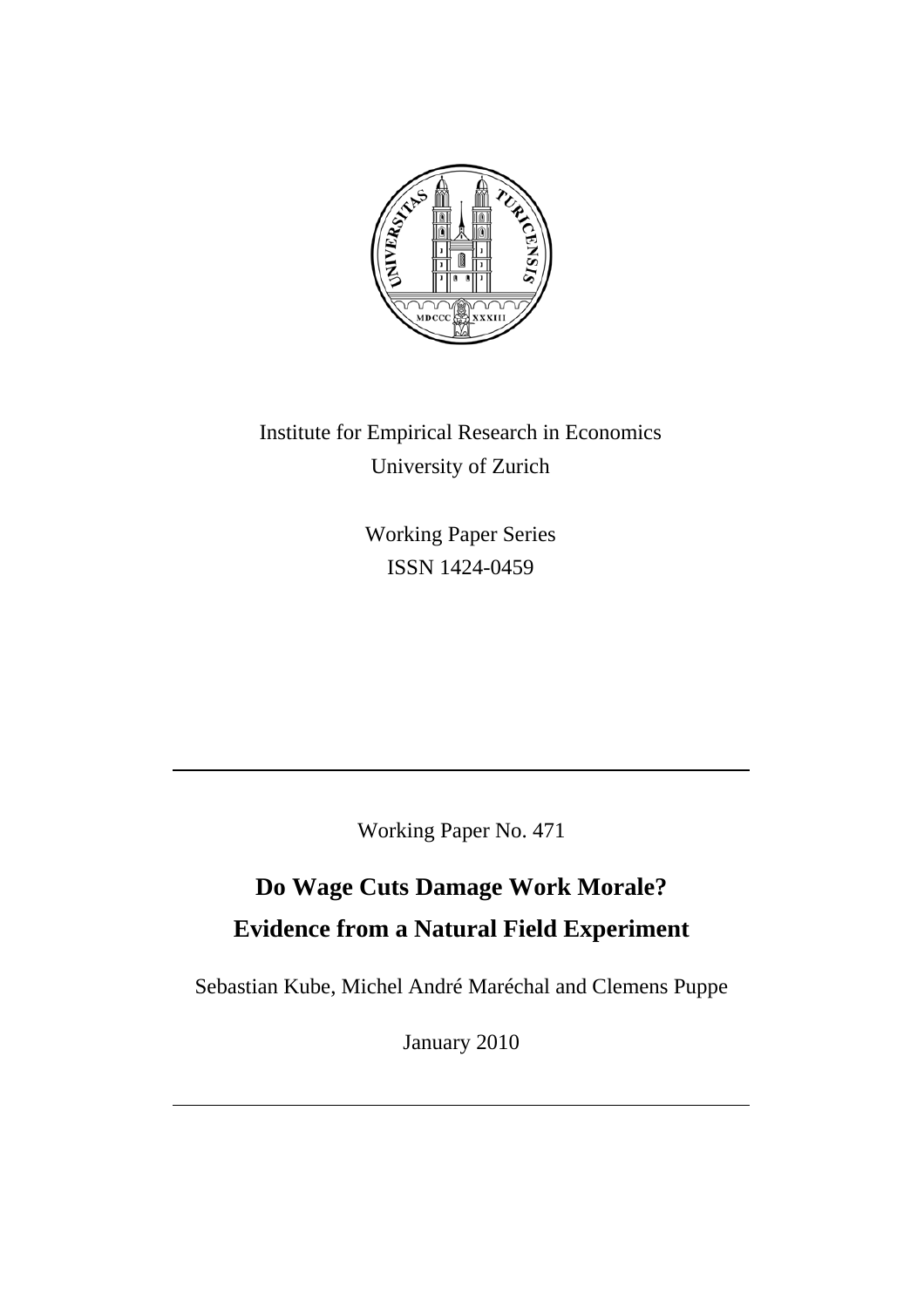Institute for Empirical Research in Economics
University of Zurich

Working Paper Series
ISSN 1424-0459

---

Working Paper No. 471

# Do Wage Cuts Damage Work Morale? Evidence from a Natural Field Experiment

Sebastian Kube, Michel André Maréchal and Clemens Puppe

January 2010

---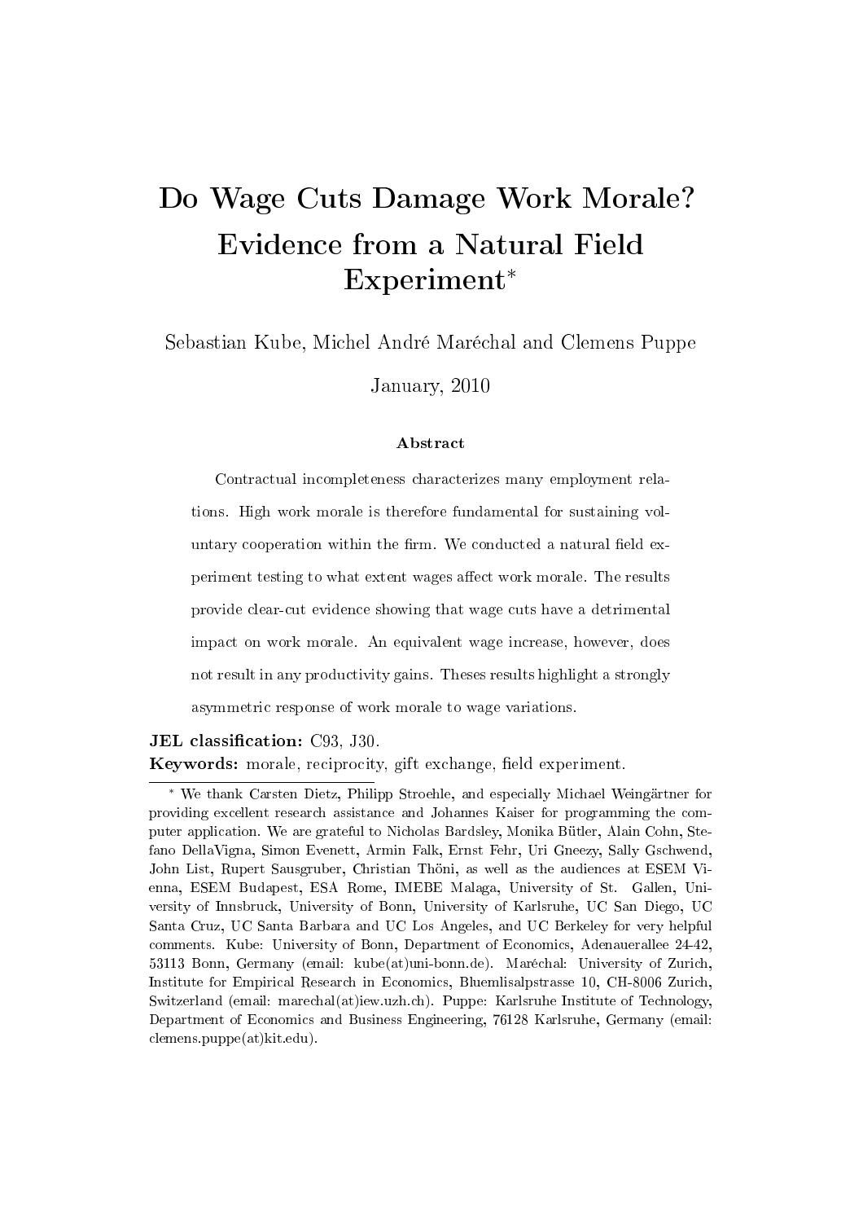# Do Wage Cuts Damage Work Morale? Evidence from a Natural Field Experiment*

Sebastian Kube, Michel André Maréchal and Clemens Puppe

January, 2010

### Abstract

Contractual incompleteness characterizes many employment relations. High work morale is therefore fundamental for sustaining voluntary cooperation within the firm. We conducted a natural field experiment testing to what extent wages affect work morale. The results provide clear-cut evidence showing that wage cuts have a detrimental impact on work morale. An equivalent wage increase, however, does not result in any productivity gains. Theses results highlight a strongly asymmetric response of work morale to wage variations.

**JEL classification:** C93, J30.

**Keywords:** morale, reciprocity, gift exchange, field experiment.

---

* We thank Carsten Dietz, Philipp Stroehle, and especially Michael Weingärtner for providing excellent research assistance and Johannes Kaiser for programming the computer application. We are grateful to Nicholas Bardsley, Monika Bütler, Alain Cohn, Stefano DellaVigna, Simon Evenett, Armin Falk, Ernst Fehr, Uri Gneezy, Sally Gschwend, John List, Rupert Sausgruber, Christian Thöni, as well as the audiences at ESEM Vienna, ESEM Budapest, ESA Rome, IMEBE Malaga, University of St. Gallen, University of Innsbruck, University of Bonn, University of Karlsruhe, UC San Diego, UC Santa Cruz, UC Santa Barbara and UC Los Angeles, and UC Berkeley for very helpful comments. Kube: University of Bonn, Department of Economics, Adenauerallee 24-42, 53113 Bonn, Germany (email: kube(at)uni-bonn.de). Maréchal: University of Zurich, Institute for Empirical Research in Economics, Bluemlisalpstrasse 10, CH-8006 Zurich, Switzerland (email: marechal(at)iew.uzh.ch). Puppe: Karlsruhe Institute of Technology, Department of Economics and Business Engineering, 76128 Karlsruhe, Germany (email: clemens.puppe(at)kit.edu).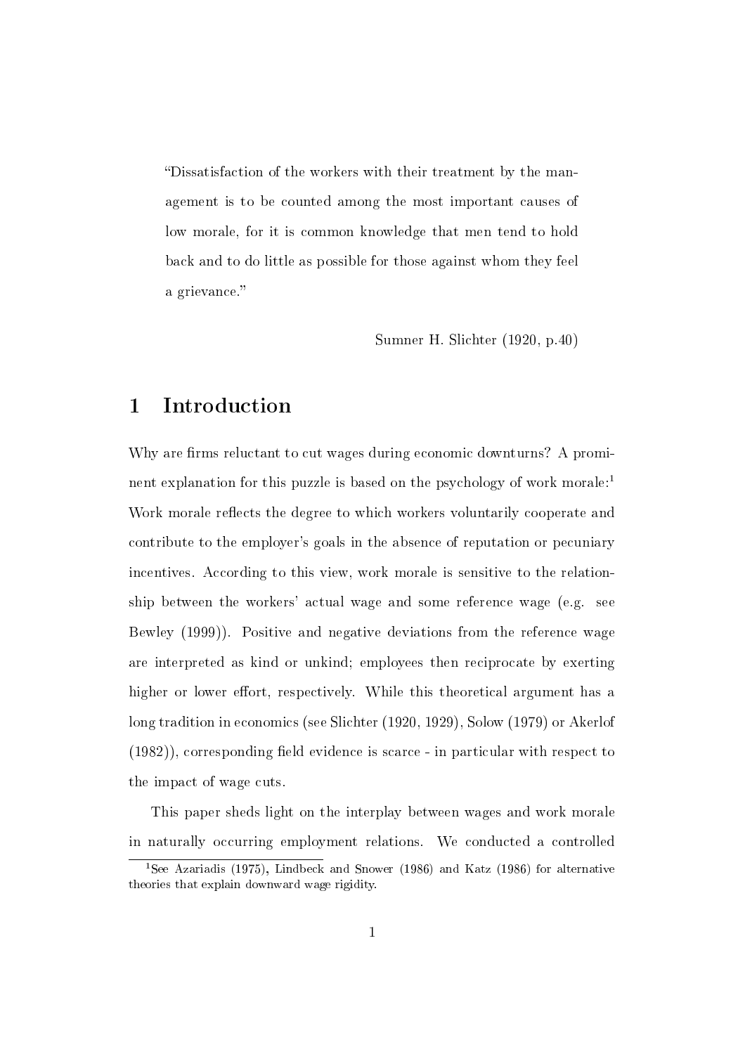> "Dissatisfaction of the workers with their treatment by the management is to be counted among the most important causes of low morale, for it is common knowledge that men tend to hold back and to do little as possible for those against whom they feel a grievance."
>
> Sumner H. Slichter (1920, p.40)

# 1 Introduction

Why are firms reluctant to cut wages during economic downturns? A prominent explanation for this puzzle is based on the psychology of work morale:[1] Work morale reflects the degree to which workers voluntarily cooperate and contribute to the employer's goals in the absence of reputation or pecuniary incentives. According to this view, work morale is sensitive to the relationship between the workers' actual wage and some reference wage (e.g. see Bewley (1999)). Positive and negative deviations from the reference wage are interpreted as kind or unkind; employees then reciprocate by exerting higher or lower effort, respectively. While this theoretical argument has a long tradition in economics (see Slichter (1920, 1929), Solow (1979) or Akerlof (1982)), corresponding field evidence is scarce - in particular with respect to the impact of wage cuts.

This paper sheds light on the interplay between wages and work morale in naturally occurring employment relations. We conducted a controlled

[1] See Azariadis (1975), Lindbeck and Snower (1986) and Katz (1986) for alternative theories that explain downward wage rigidity.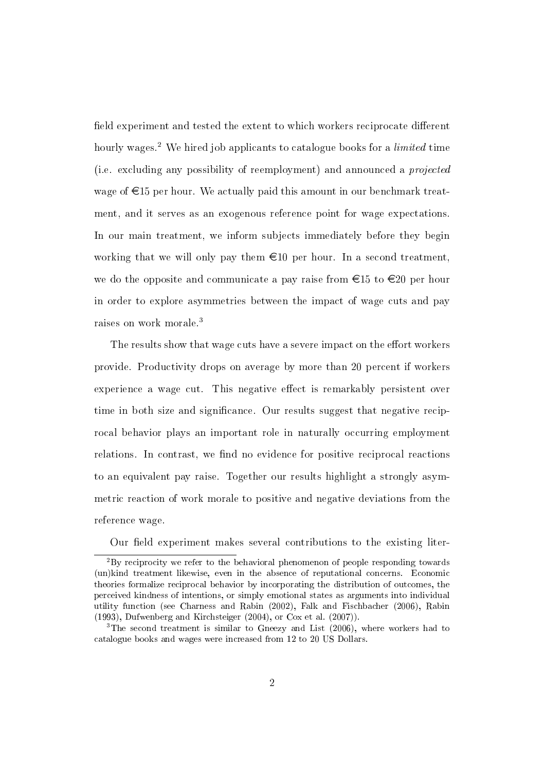field experiment and tested the extent to which workers reciprocate different hourly wages.[2] We hired job applicants to catalogue books for a *limited* time (i.e. excluding any possibility of reemployment) and announced a *projected* wage of €15 per hour. We actually paid this amount in our benchmark treatment, and it serves as an exogenous reference point for wage expectations. In our main treatment, we inform subjects immediately before they begin working that we will only pay them €10 per hour. In a second treatment, we do the opposite and communicate a pay raise from €15 to €20 per hour in order to explore asymmetries between the impact of wage cuts and pay raises on work morale.[3]

The results show that wage cuts have a severe impact on the effort workers provide. Productivity drops on average by more than 20 percent if workers experience a wage cut. This negative effect is remarkably persistent over time in both size and significance. Our results suggest that negative reciprocal behavior plays an important role in naturally occurring employment relations. In contrast, we find no evidence for positive reciprocal reactions to an equivalent pay raise. Together our results highlight a strongly asymmetric reaction of work morale to positive and negative deviations from the reference wage.

Our field experiment makes several contributions to the existing liter-

---

[2] By reciprocity we refer to the behavioral phenomenon of people responding towards (un)kind treatment likewise, even in the absence of reputational concerns. Economic theories formalize reciprocal behavior by incorporating the distribution of outcomes, the perceived kindness of intentions, or simply emotional states as arguments into individual utility function (see Charness and Rabin (2002), Falk and Fischbacher (2006), Rabin (1993), Dufwenberg and Kirchsteiger (2004), or Cox et al. (2007)).

[3] The second treatment is similar to Gneezy and List (2006), where workers had to catalogue books and wages were increased from 12 to 20 US Dollars.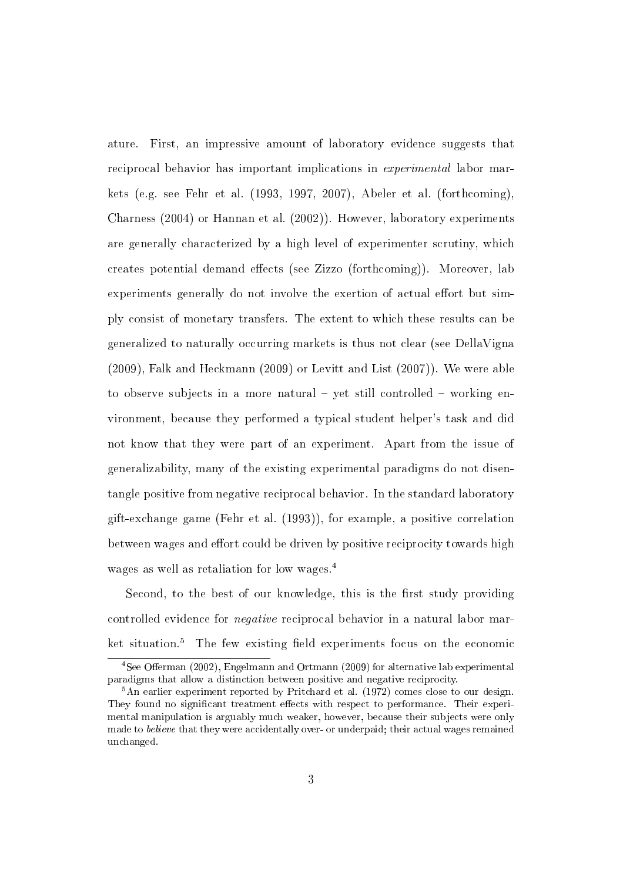ature. First, an impressive amount of laboratory evidence suggests that reciprocal behavior has important implications in *experimental* labor markets (e.g. see Fehr et al. (1993, 1997, 2007), Abeler et al. (forthcoming), Charness (2004) or Hannan et al. (2002)). However, laboratory experiments are generally characterized by a high level of experimenter scrutiny, which creates potential demand effects (see Zizzo (forthcoming)). Moreover, lab experiments generally do not involve the exertion of actual effort but simply consist of monetary transfers. The extent to which these results can be generalized to naturally occurring markets is thus not clear (see DellaVigna (2009), Falk and Heckmann (2009) or Levitt and List (2007)). We were able to observe subjects in a more natural – yet still controlled – working environment, because they performed a typical student helper's task and did not know that they were part of an experiment. Apart from the issue of generalizability, many of the existing experimental paradigms do not disentangle positive from negative reciprocal behavior. In the standard laboratory gift-exchange game (Fehr et al. (1993)), for example, a positive correlation between wages and effort could be driven by positive reciprocity towards high wages as well as retaliation for low wages.[4]

Second, to the best of our knowledge, this is the first study providing controlled evidence for *negative* reciprocal behavior in a natural labor market situation.[5] The few existing field experiments focus on the economic

[4] See Offerman (2002), Engelmann and Ortmann (2009) for alternative lab experimental paradigms that allow a distinction between positive and negative reciprocity.

[5] An earlier experiment reported by Pritchard et al. (1972) comes close to our design. They found no significant treatment effects with respect to performance. Their experimental manipulation is arguably much weaker, however, because their subjects were only made to *believe* that they were accidentally over- or underpaid; their actual wages remained unchanged.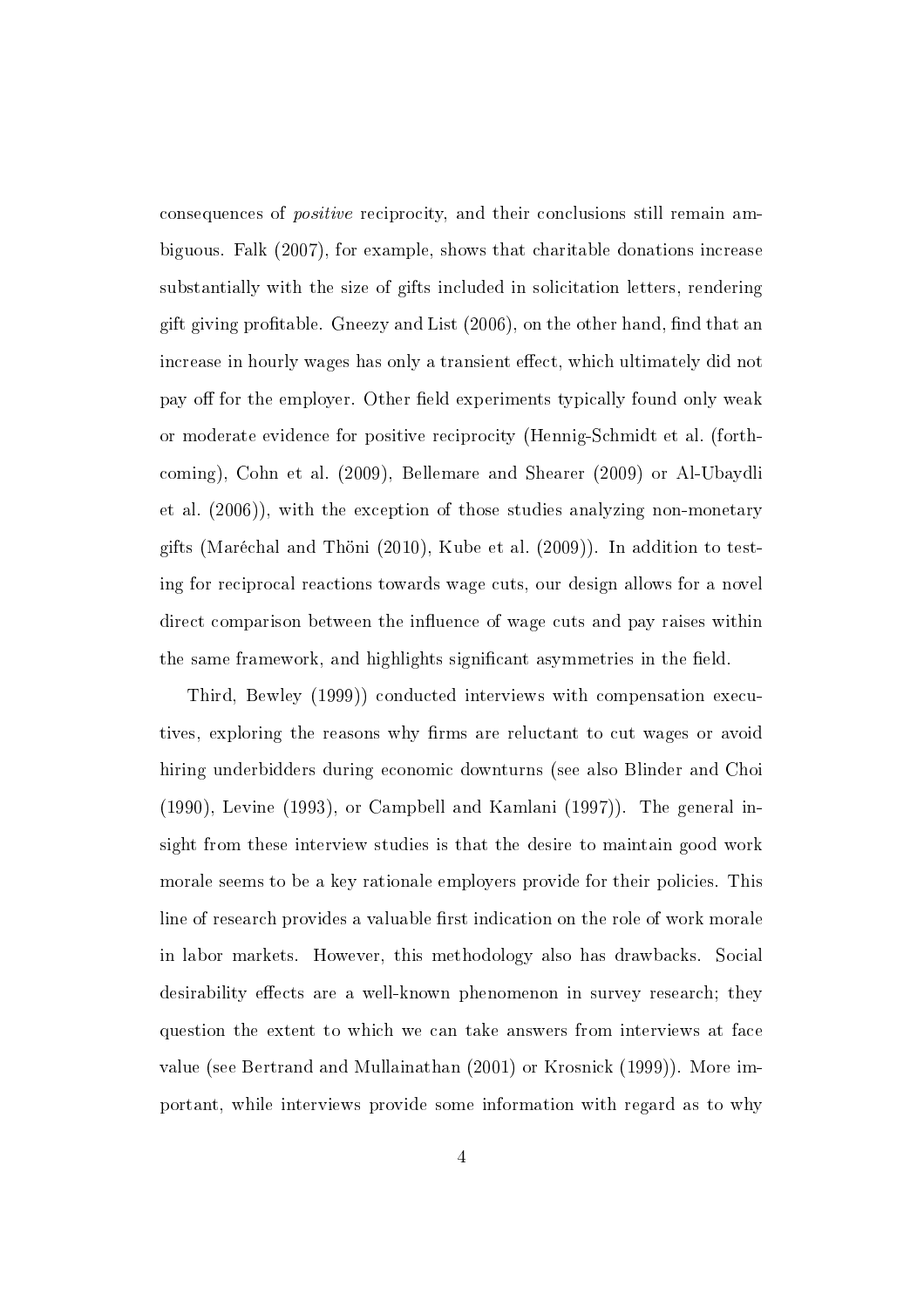consequences of *positive* reciprocity, and their conclusions still remain ambiguous. Falk (2007), for example, shows that charitable donations increase substantially with the size of gifts included in solicitation letters, rendering gift giving profitable. Gneezy and List (2006), on the other hand, find that an increase in hourly wages has only a transient effect, which ultimately did not pay off for the employer. Other field experiments typically found only weak or moderate evidence for positive reciprocity (Hennig-Schmidt et al. (forthcoming), Cohn et al. (2009), Bellemare and Shearer (2009) or Al-Ubaydli et al. (2006)), with the exception of those studies analyzing non-monetary gifts (Maréchal and Thöni (2010), Kube et al. (2009)). In addition to testing for reciprocal reactions towards wage cuts, our design allows for a novel direct comparison between the influence of wage cuts and pay raises within the same framework, and highlights significant asymmetries in the field.

Third, Bewley (1999)) conducted interviews with compensation executives, exploring the reasons why firms are reluctant to cut wages or avoid hiring underbidders during economic downturns (see also Blinder and Choi (1990), Levine (1993), or Campbell and Kamlani (1997)). The general insight from these interview studies is that the desire to maintain good work morale seems to be a key rationale employers provide for their policies. This line of research provides a valuable first indication on the role of work morale in labor markets. However, this methodology also has drawbacks. Social desirability effects are a well-known phenomenon in survey research; they question the extent to which we can take answers from interviews at face value (see Bertrand and Mullainathan (2001) or Krosnick (1999)). More important, while interviews provide some information with regard as to why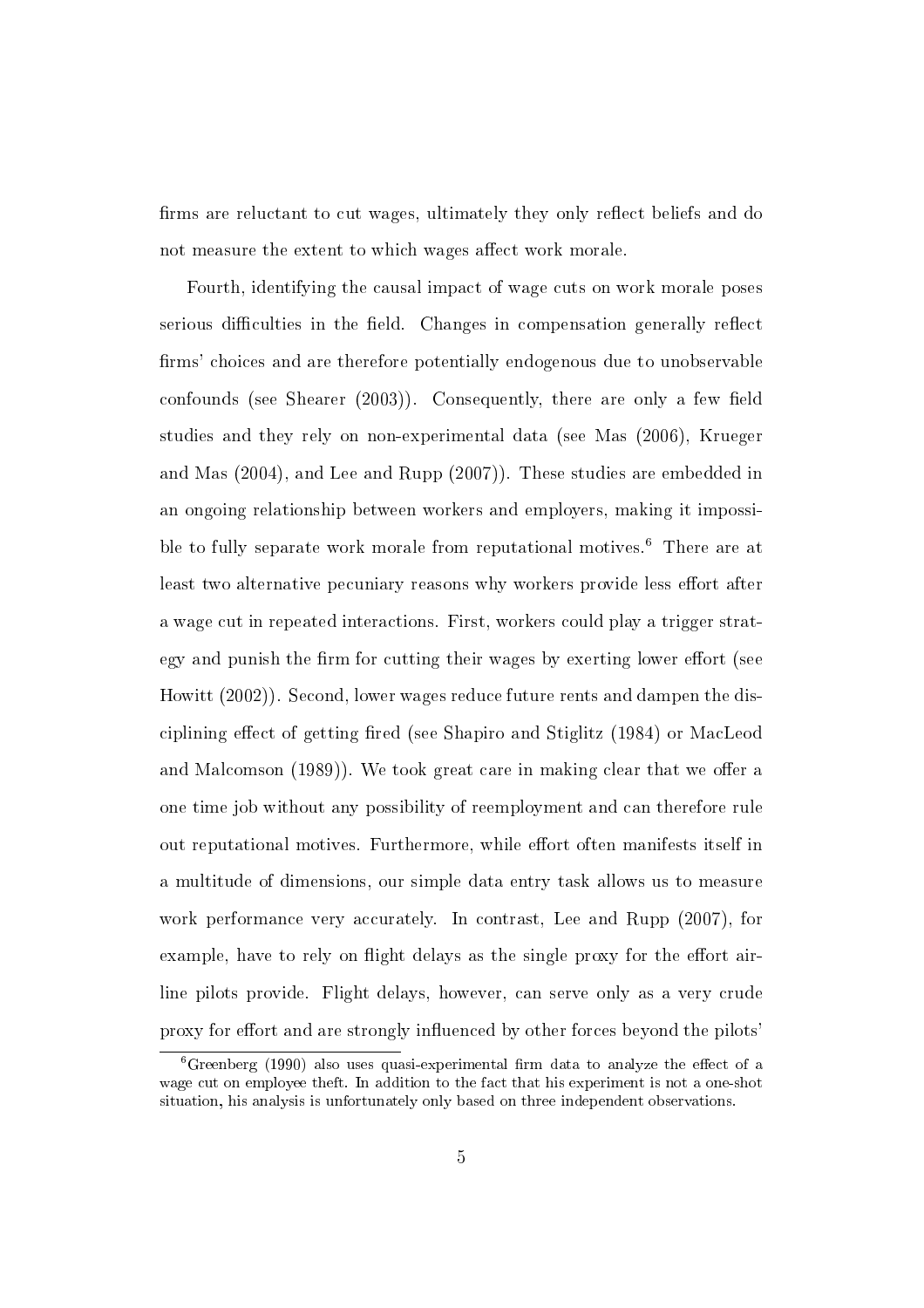firms are reluctant to cut wages, ultimately they only reflect beliefs and do not measure the extent to which wages affect work morale.

Fourth, identifying the causal impact of wage cuts on work morale poses serious difficulties in the field. Changes in compensation generally reflect firms' choices and are therefore potentially endogenous due to unobservable confounds (see Shearer (2003)). Consequently, there are only a few field studies and they rely on non-experimental data (see Mas (2006), Krueger and Mas (2004), and Lee and Rupp (2007)). These studies are embedded in an ongoing relationship between workers and employers, making it impossible to fully separate work morale from reputational motives.[6] There are at least two alternative pecuniary reasons why workers provide less effort after a wage cut in repeated interactions. First, workers could play a trigger strategy and punish the firm for cutting their wages by exerting lower effort (see Howitt (2002)). Second, lower wages reduce future rents and dampen the disciplining effect of getting fired (see Shapiro and Stiglitz (1984) or MacLeod and Malcomson (1989)). We took great care in making clear that we offer a one time job without any possibility of reemployment and can therefore rule out reputational motives. Furthermore, while effort often manifests itself in a multitude of dimensions, our simple data entry task allows us to measure work performance very accurately. In contrast, Lee and Rupp (2007), for example, have to rely on flight delays as the single proxy for the effort airline pilots provide. Flight delays, however, can serve only as a very crude proxy for effort and are strongly influenced by other forces beyond the pilots'

[6] Greenberg (1990) also uses quasi-experimental firm data to analyze the effect of a wage cut on employee theft. In addition to the fact that his experiment is not a one-shot situation, his analysis is unfortunately only based on three independent observations.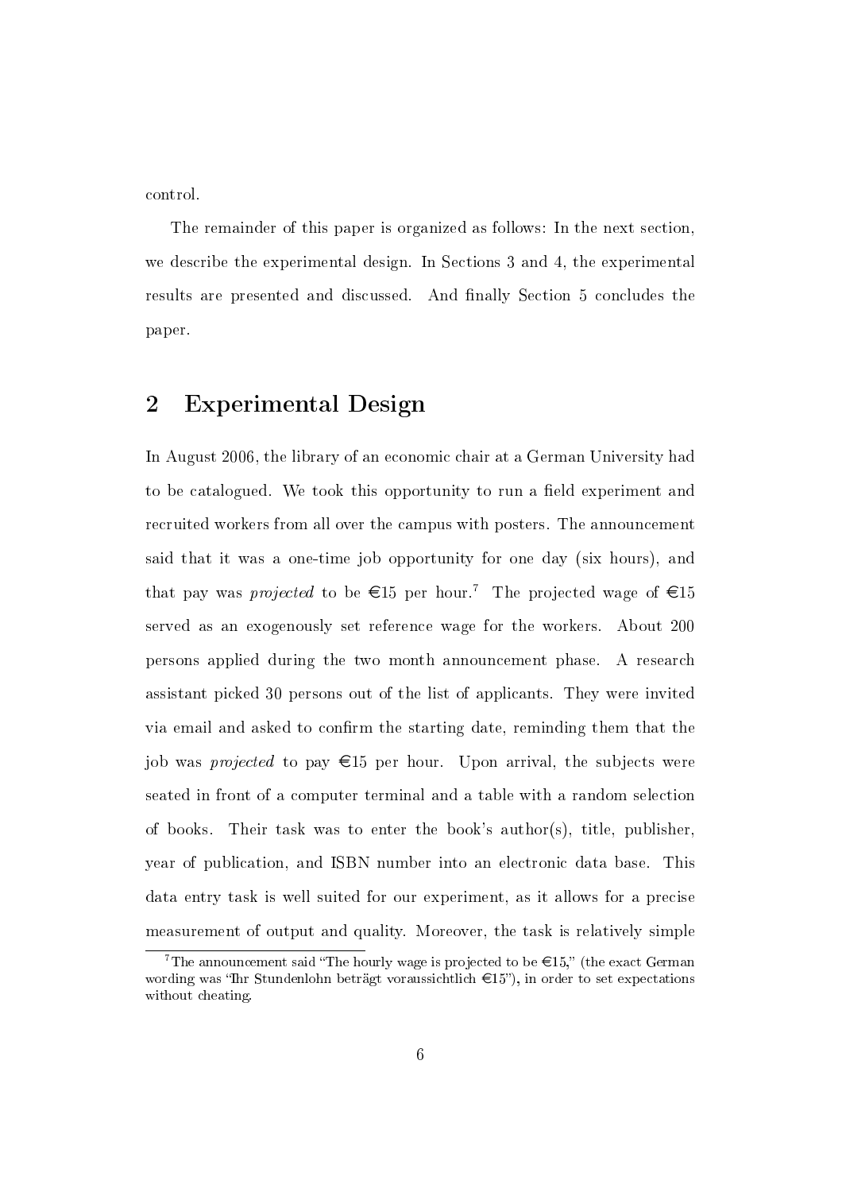control.

The remainder of this paper is organized as follows: In the next section, we describe the experimental design. In Sections 3 and 4, the experimental results are presented and discussed. And finally Section 5 concludes the paper.

## 2 Experimental Design

In August 2006, the library of an economic chair at a German University had to be catalogued. We took this opportunity to run a field experiment and recruited workers from all over the campus with posters. The announcement said that it was a one-time job opportunity for one day (six hours), and that pay was *projected* to be €15 per hour.[7] The projected wage of €15 served as an exogenously set reference wage for the workers. About 200 persons applied during the two month announcement phase. A research assistant picked 30 persons out of the list of applicants. They were invited via email and asked to confirm the starting date, reminding them that the job was *projected* to pay €15 per hour. Upon arrival, the subjects were seated in front of a computer terminal and a table with a random selection of books. Their task was to enter the book's author(s), title, publisher, year of publication, and ISBN number into an electronic data base. This data entry task is well suited for our experiment, as it allows for a precise measurement of output and quality. Moreover, the task is relatively simple

[7] The announcement said "The hourly wage is projected to be €15," (the exact German wording was "Ihr Stundenlohn beträgt voraussichtlich €15"), in order to set expectations without cheating.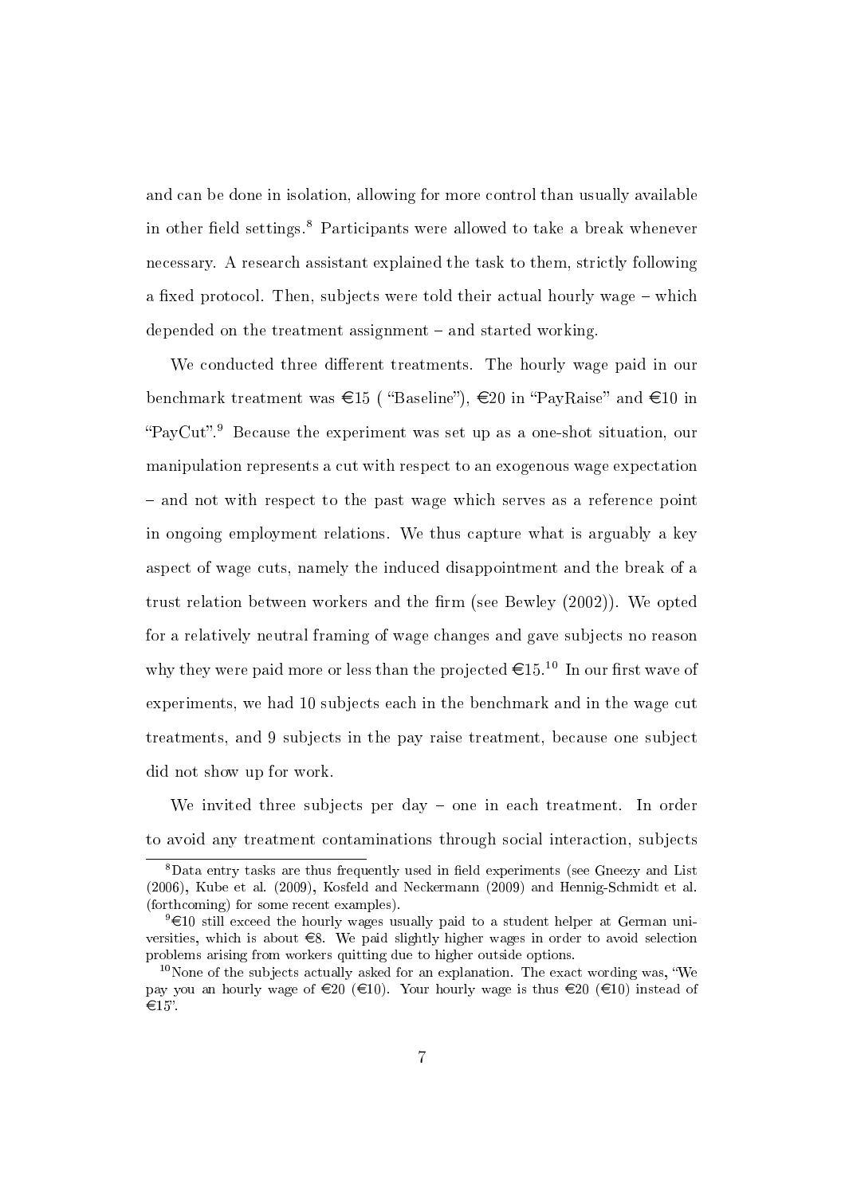and can be done in isolation, allowing for more control than usually available in other field settings.[8] Participants were allowed to take a break whenever necessary. A research assistant explained the task to them, strictly following a fixed protocol. Then, subjects were told their actual hourly wage – which depended on the treatment assignment – and started working.

We conducted three different treatments. The hourly wage paid in our benchmark treatment was €15 ( "Baseline"), €20 in "PayRaise" and €10 in "PayCut".[9] Because the experiment was set up as a one-shot situation, our manipulation represents a cut with respect to an exogenous wage expectation – and not with respect to the past wage which serves as a reference point in ongoing employment relations. We thus capture what is arguably a key aspect of wage cuts, namely the induced disappointment and the break of a trust relation between workers and the firm (see Bewley (2002)). We opted for a relatively neutral framing of wage changes and gave subjects no reason why they were paid more or less than the projected €15.[10] In our first wave of experiments, we had 10 subjects each in the benchmark and in the wage cut treatments, and 9 subjects in the pay raise treatment, because one subject did not show up for work.

We invited three subjects per day – one in each treatment. In order to avoid any treatment contaminations through social interaction, subjects

---

[8] Data entry tasks are thus frequently used in field experiments (see Gneezy and List (2006), Kube et al. (2009), Kosfeld and Neckermann (2009) and Hennig-Schmidt et al. (forthcoming) for some recent examples).

[9] €10 still exceed the hourly wages usually paid to a student helper at German universities, which is about €8. We paid slightly higher wages in order to avoid selection problems arising from workers quitting due to higher outside options.

[10] None of the subjects actually asked for an explanation. The exact wording was, "We pay you an hourly wage of €20 (€10). Your hourly wage is thus €20 (€10) instead of €15".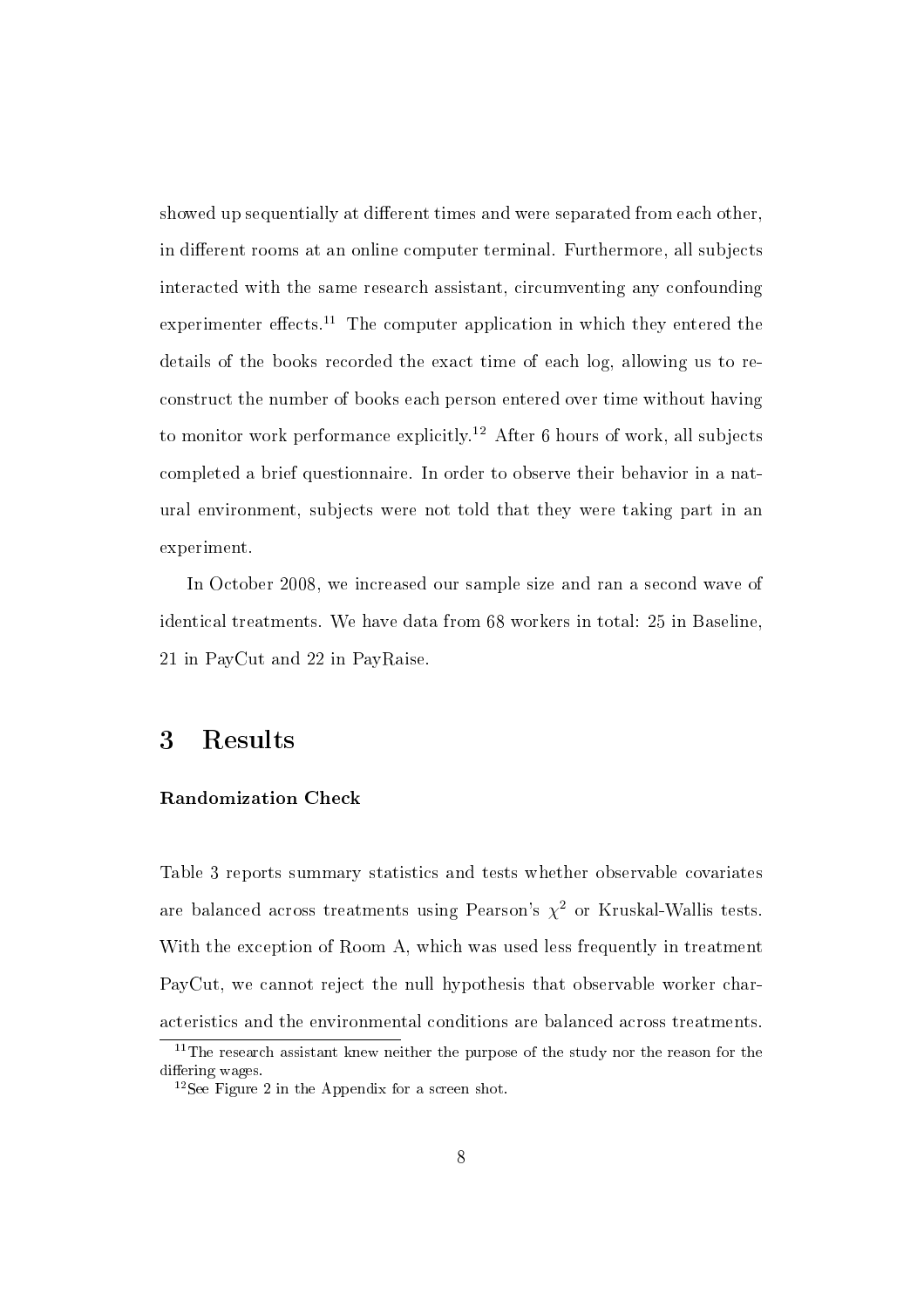showed up sequentially at different times and were separated from each other, in different rooms at an online computer terminal. Furthermore, all subjects interacted with the same research assistant, circumventing any confounding experimenter effects.[11] The computer application in which they entered the details of the books recorded the exact time of each log, allowing us to reconstruct the number of books each person entered over time without having to monitor work performance explicitly.[12] After 6 hours of work, all subjects completed a brief questionnaire. In order to observe their behavior in a natural environment, subjects were not told that they were taking part in an experiment.

In October 2008, we increased our sample size and ran a second wave of identical treatments. We have data from 68 workers in total: 25 in Baseline, 21 in PayCut and 22 in PayRaise.

# 3 Results

### Randomization Check

Table 3 reports summary statistics and tests whether observable covariates are balanced across treatments using Pearson's $\chi^2$ or Kruskal-Wallis tests. With the exception of Room A, which was used less frequently in treatment PayCut, we cannot reject the null hypothesis that observable worker characteristics and the environmental conditions are balanced across treatments.

[11] The research assistant knew neither the purpose of the study nor the reason for the differing wages.

[12] See Figure 2 in the Appendix for a screen shot.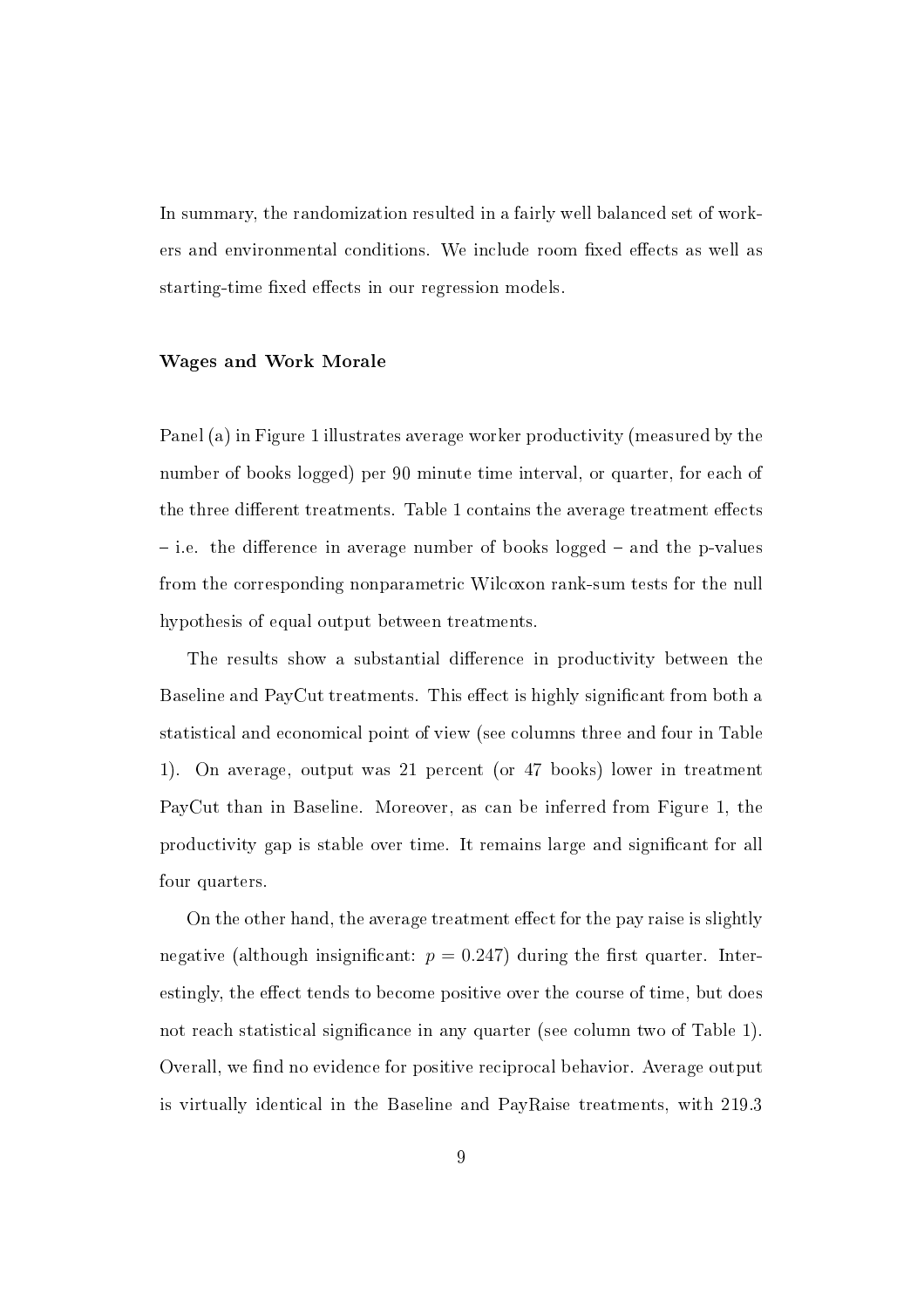In summary, the randomization resulted in a fairly well balanced set of workers and environmental conditions. We include room fixed effects as well as starting-time fixed effects in our regression models.

### Wages and Work Morale

Panel (a) in Figure 1 illustrates average worker productivity (measured by the number of books logged) per 90 minute time interval, or quarter, for each of the three different treatments. Table 1 contains the average treatment effects – i.e. the difference in average number of books logged – and the p-values from the corresponding nonparametric Wilcoxon rank-sum tests for the null hypothesis of equal output between treatments.

The results show a substantial difference in productivity between the Baseline and PayCut treatments. This effect is highly significant from both a statistical and economical point of view (see columns three and four in Table 1). On average, output was 21 percent (or 47 books) lower in treatment PayCut than in Baseline. Moreover, as can be inferred from Figure 1, the productivity gap is stable over time. It remains large and significant for all four quarters.

On the other hand, the average treatment effect for the pay raise is slightly negative (although insignificant: $p = 0.247$) during the first quarter. Interestingly, the effect tends to become positive over the course of time, but does not reach statistical significance in any quarter (see column two of Table 1). Overall, we find no evidence for positive reciprocal behavior. Average output is virtually identical in the Baseline and PayRaise treatments, with 219.3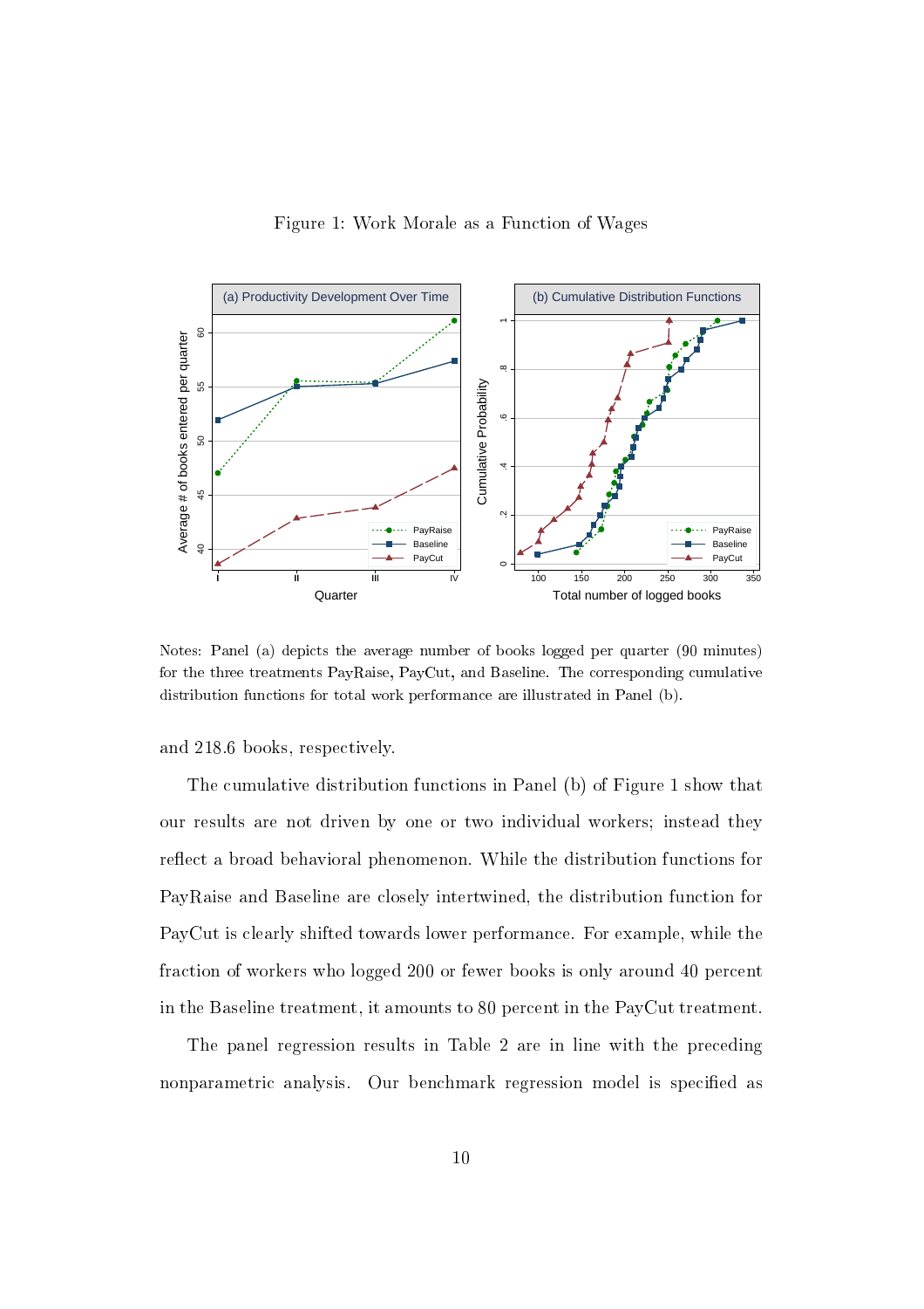Figure 1: Work Morale as a Function of Wages

Notes: Panel (a) depicts the average number of books logged per quarter (90 minutes) for the three treatments PayRaise, PayCut, and Baseline. The corresponding cumulative distribution functions for total work performance are illustrated in Panel (b).

and 218.6 books, respectively.

The cumulative distribution functions in Panel (b) of Figure 1 show that our results are not driven by one or two individual workers; instead they reflect a broad behavioral phenomenon. While the distribution functions for PayRaise and Baseline are closely intertwined, the distribution function for PayCut is clearly shifted towards lower performance. For example, while the fraction of workers who logged 200 or fewer books is only around 40 percent in the Baseline treatment, it amounts to 80 percent in the PayCut treatment.

The panel regression results in Table 2 are in line with the preceding nonparametric analysis. Our benchmark regression model is specified as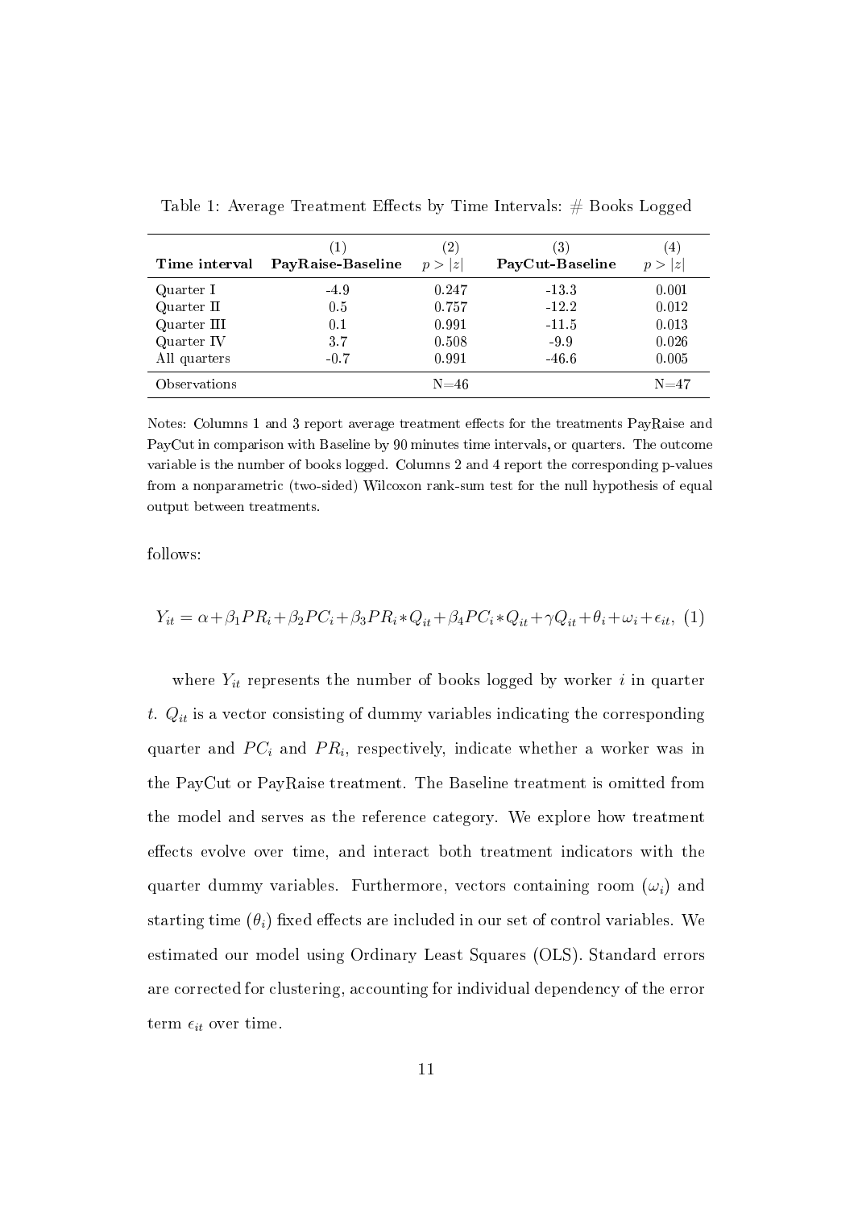Table 1: Average Treatment Effects by Time Intervals: # Books Logged

| Time interval | (1) PayRaise-Baseline | (2) $p > \|z\|$ | (3) PayCut-Baseline | (4) $p > \|z\|$ |
|---|---|---|---|---|
| Quarter I | -4.9 | 0.247 | -13.3 | 0.001 |
| Quarter II | 0.5 | 0.757 | -12.2 | 0.012 |
| Quarter III | 0.1 | 0.991 | -11.5 | 0.013 |
| Quarter IV | 3.7 | 0.508 | -9.9 | 0.026 |
| All quarters | -0.7 | 0.991 | -46.6 | 0.005 |
| Observations | | N=46 | | N=47 |

Notes: Columns 1 and 3 report average treatment effects for the treatments PayRaise and PayCut in comparison with Baseline by 90 minutes time intervals, or quarters. The outcome variable is the number of books logged. Columns 2 and 4 report the corresponding p-values from a nonparametric (two-sided) Wilcoxon rank-sum test for the null hypothesis of equal output between treatments.

follows:

$$Y_{it} = \alpha + \beta_1 PR_i + \beta_2 PC_i + \beta_3 PR_i * Q_{it} + \beta_4 PC_i * Q_{it} + \gamma Q_{it} + \theta_i + \omega_i + \epsilon_{it}, \quad (1)$$

where $Y_{it}$ represents the number of books logged by worker $i$ in quarter $t$. $Q_{it}$ is a vector consisting of dummy variables indicating the corresponding quarter and $PC_i$ and $PR_i$, respectively, indicate whether a worker was in the PayCut or PayRaise treatment. The Baseline treatment is omitted from the model and serves as the reference category. We explore how treatment effects evolve over time, and interact both treatment indicators with the quarter dummy variables. Furthermore, vectors containing room ($\omega_i$) and starting time ($\theta_i$) fixed effects are included in our set of control variables. We estimated our model using Ordinary Least Squares (OLS). Standard errors are corrected for clustering, accounting for individual dependency of the error term $\epsilon_{it}$ over time.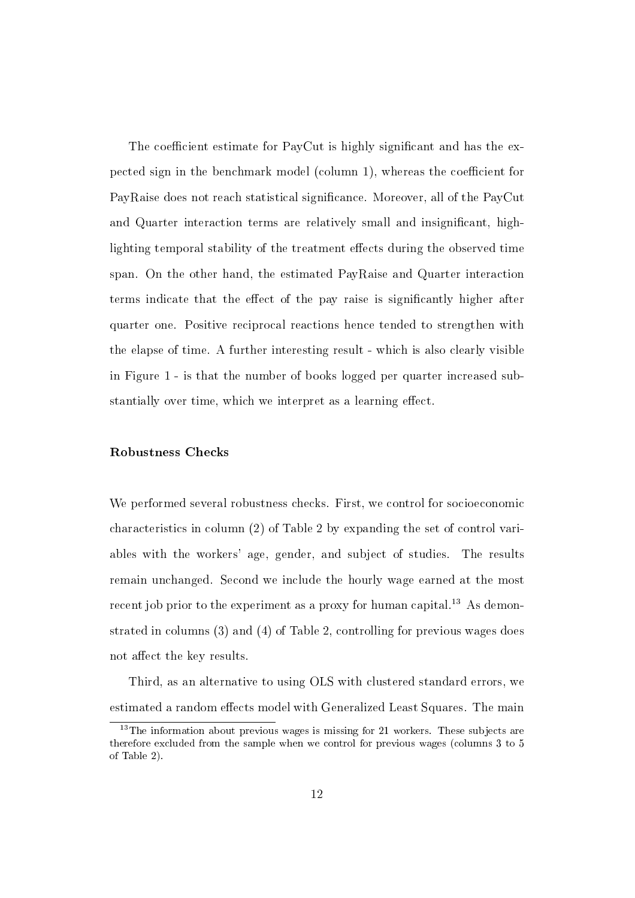The coefficient estimate for PayCut is highly significant and has the expected sign in the benchmark model (column 1), whereas the coefficient for PayRaise does not reach statistical significance. Moreover, all of the PayCut and Quarter interaction terms are relatively small and insignificant, highlighting temporal stability of the treatment effects during the observed time span. On the other hand, the estimated PayRaise and Quarter interaction terms indicate that the effect of the pay raise is significantly higher after quarter one. Positive reciprocal reactions hence tended to strengthen with the elapse of time. A further interesting result - which is also clearly visible in Figure 1 - is that the number of books logged per quarter increased substantially over time, which we interpret as a learning effect.

**Robustness Checks**

We performed several robustness checks. First, we control for socioeconomic characteristics in column (2) of Table 2 by expanding the set of control variables with the workers' age, gender, and subject of studies. The results remain unchanged. Second we include the hourly wage earned at the most recent job prior to the experiment as a proxy for human capital.[13] As demonstrated in columns (3) and (4) of Table 2, controlling for previous wages does not affect the key results.

Third, as an alternative to using OLS with clustered standard errors, we estimated a random effects model with Generalized Least Squares. The main

[13] The information about previous wages is missing for 21 workers. These subjects are therefore excluded from the sample when we control for previous wages (columns 3 to 5 of Table 2).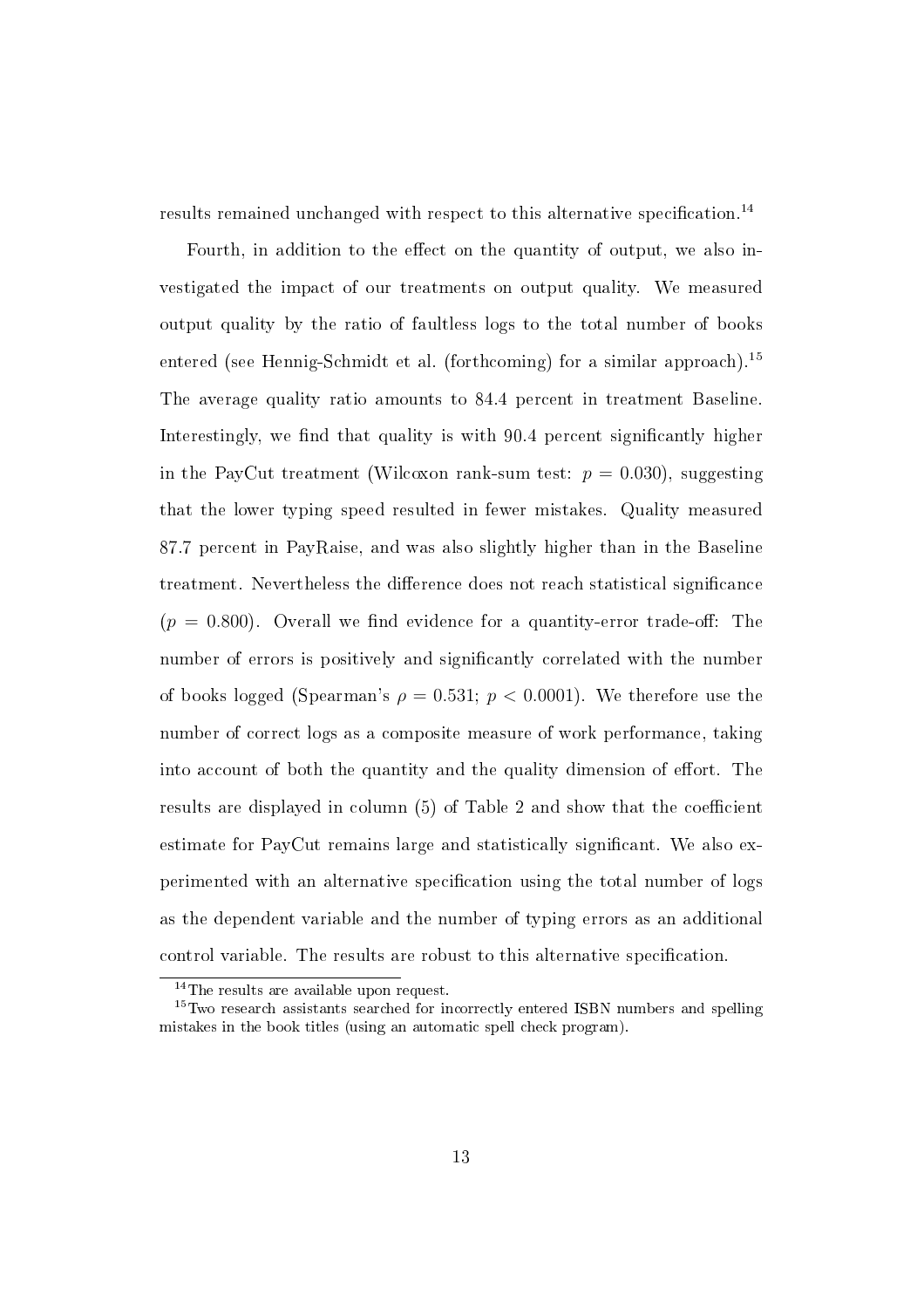results remained unchanged with respect to this alternative specification.[14]

Fourth, in addition to the effect on the quantity of output, we also investigated the impact of our treatments on output quality. We measured output quality by the ratio of faultless logs to the total number of books entered (see Hennig-Schmidt et al. (forthcoming) for a similar approach).[15] The average quality ratio amounts to 84.4 percent in treatment Baseline. Interestingly, we find that quality is with 90.4 percent significantly higher in the PayCut treatment (Wilcoxon rank-sum test: $p = 0.030$), suggesting that the lower typing speed resulted in fewer mistakes. Quality measured 87.7 percent in PayRaise, and was also slightly higher than in the Baseline treatment. Nevertheless the difference does not reach statistical significance ($p = 0.800$). Overall we find evidence for a quantity-error trade-off: The number of errors is positively and significantly correlated with the number of books logged (Spearman's $\rho = 0.531$; $p < 0.0001$). We therefore use the number of correct logs as a composite measure of work performance, taking into account of both the quantity and the quality dimension of effort. The results are displayed in column (5) of Table 2 and show that the coefficient estimate for PayCut remains large and statistically significant. We also experimented with an alternative specification using the total number of logs as the dependent variable and the number of typing errors as an additional control variable. The results are robust to this alternative specification.

[14] The results are available upon request.

[15] Two research assistants searched for incorrectly entered ISBN numbers and spelling mistakes in the book titles (using an automatic spell check program).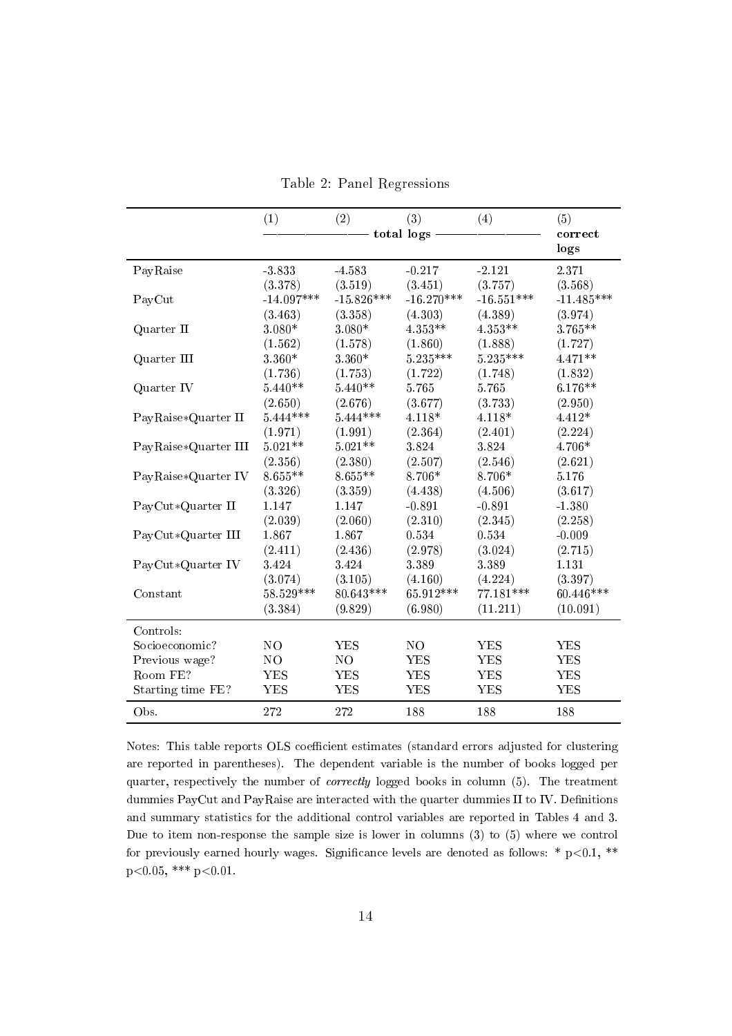Table 2: Panel Regressions

| | (1) | (2) | (3) | (4) | (5) |
|---|---|---|---|---|---|
| | total logs | | | | correct logs |
| PayRaise | -3.833 | -4.583 | -0.217 | -2.121 | 2.371 |
| | (3.378) | (3.519) | (3.451) | (3.757) | (3.568) |
| PayCut | -14.097*** | -15.826*** | -16.270*** | -16.551*** | -11.485*** |
| | (3.463) | (3.358) | (4.303) | (4.389) | (3.974) |
| Quarter II | 3.080* | 3.080* | 4.353** | 4.353** | 3.765** |
| | (1.562) | (1.578) | (1.860) | (1.888) | (1.727) |
| Quarter III | 3.360* | 3.360* | 5.235*** | 5.235*** | 4.471** |
| | (1.736) | (1.753) | (1.722) | (1.748) | (1.832) |
| Quarter IV | 5.440** | 5.440** | 5.765 | 5.765 | 6.176** |
| | (2.650) | (2.676) | (3.677) | (3.733) | (2.950) |
| PayRaise*Quarter II | 5.444*** | 5.444*** | 4.118* | 4.118* | 4.412* |
| | (1.971) | (1.991) | (2.364) | (2.401) | (2.224) |
| PayRaise*Quarter III | 5.021** | 5.021** | 3.824 | 3.824 | 4.706* |
| | (2.356) | (2.380) | (2.507) | (2.546) | (2.621) |
| PayRaise*Quarter IV | 8.655** | 8.655** | 8.706* | 8.706* | 5.176 |
| | (3.326) | (3.359) | (4.438) | (4.506) | (3.617) |
| PayCut*Quarter II | 1.147 | 1.147 | -0.891 | -0.891 | -1.380 |
| | (2.039) | (2.060) | (2.310) | (2.345) | (2.258) |
| PayCut*Quarter III | 1.867 | 1.867 | 0.534 | 0.534 | -0.009 |
| | (2.411) | (2.436) | (2.978) | (3.024) | (2.715) |
| PayCut*Quarter IV | 3.424 | 3.424 | 3.389 | 3.389 | 1.131 |
| | (3.074) | (3.105) | (4.160) | (4.224) | (3.397) |
| Constant | 58.529*** | 80.643*** | 65.912*** | 77.181*** | 60.446*** |
| | (3.384) | (9.829) | (6.980) | (11.211) | (10.091) |
| Controls: | | | | | |
| Socioeconomic? | NO | YES | NO | YES | YES |
| Previous wage? | NO | NO | YES | YES | YES |
| Room FE? | YES | YES | YES | YES | YES |
| Starting time FE? | YES | YES | YES | YES | YES |
| Obs. | 272 | 272 | 188 | 188 | 188 |

Notes: This table reports OLS coefficient estimates (standard errors adjusted for clustering are reported in parentheses). The dependent variable is the number of books logged per quarter, respectively the number of *correctly* logged books in column (5). The treatment dummies PayCut and PayRaise are interacted with the quarter dummies II to IV. Definitions and summary statistics for the additional control variables are reported in Tables 4 and 3. Due to item non-response the sample size is lower in columns (3) to (5) where we control for previously earned hourly wages. Significance levels are denoted as follows: * $p<0.1$, ** $p<0.05$, *** $p<0.01$.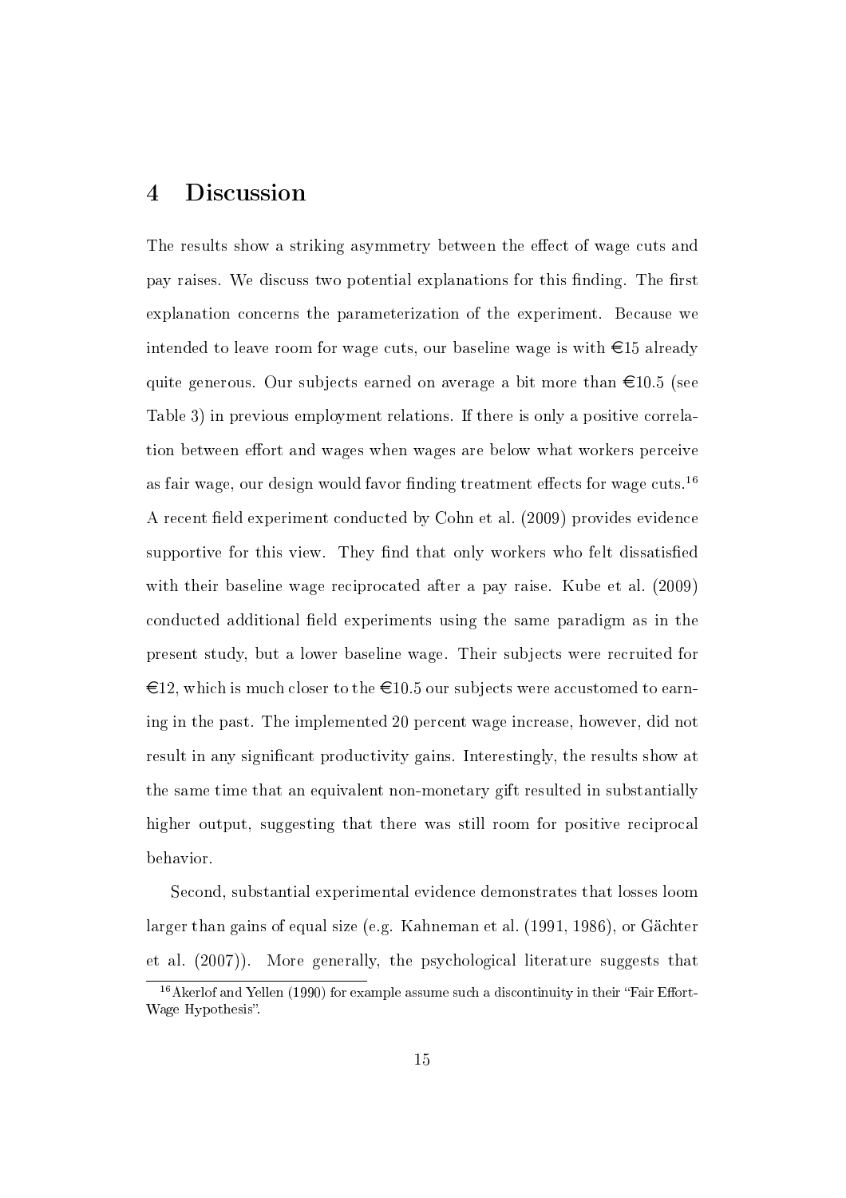# 4 Discussion

The results show a striking asymmetry between the effect of wage cuts and pay raises. We discuss two potential explanations for this finding. The first explanation concerns the parameterization of the experiment. Because we intended to leave room for wage cuts, our baseline wage is with €15 already quite generous. Our subjects earned on average a bit more than €10.5 (see Table 3) in previous employment relations. If there is only a positive correlation between effort and wages when wages are below what workers perceive as fair wage, our design would favor finding treatment effects for wage cuts.[16] A recent field experiment conducted by Cohn et al. (2009) provides evidence supportive for this view. They find that only workers who felt dissatisfied with their baseline wage reciprocated after a pay raise. Kube et al. (2009) conducted additional field experiments using the same paradigm as in the present study, but a lower baseline wage. Their subjects were recruited for €12, which is much closer to the €10.5 our subjects were accustomed to earning in the past. The implemented 20 percent wage increase, however, did not result in any significant productivity gains. Interestingly, the results show at the same time that an equivalent non-monetary gift resulted in substantially higher output, suggesting that there was still room for positive reciprocal behavior.

Second, substantial experimental evidence demonstrates that losses loom larger than gains of equal size (e.g. Kahneman et al. (1991, 1986), or Gächter et al. (2007)). More generally, the psychological literature suggests that

[16] Akerlof and Yellen (1990) for example assume such a discontinuity in their "Fair Effort-Wage Hypothesis".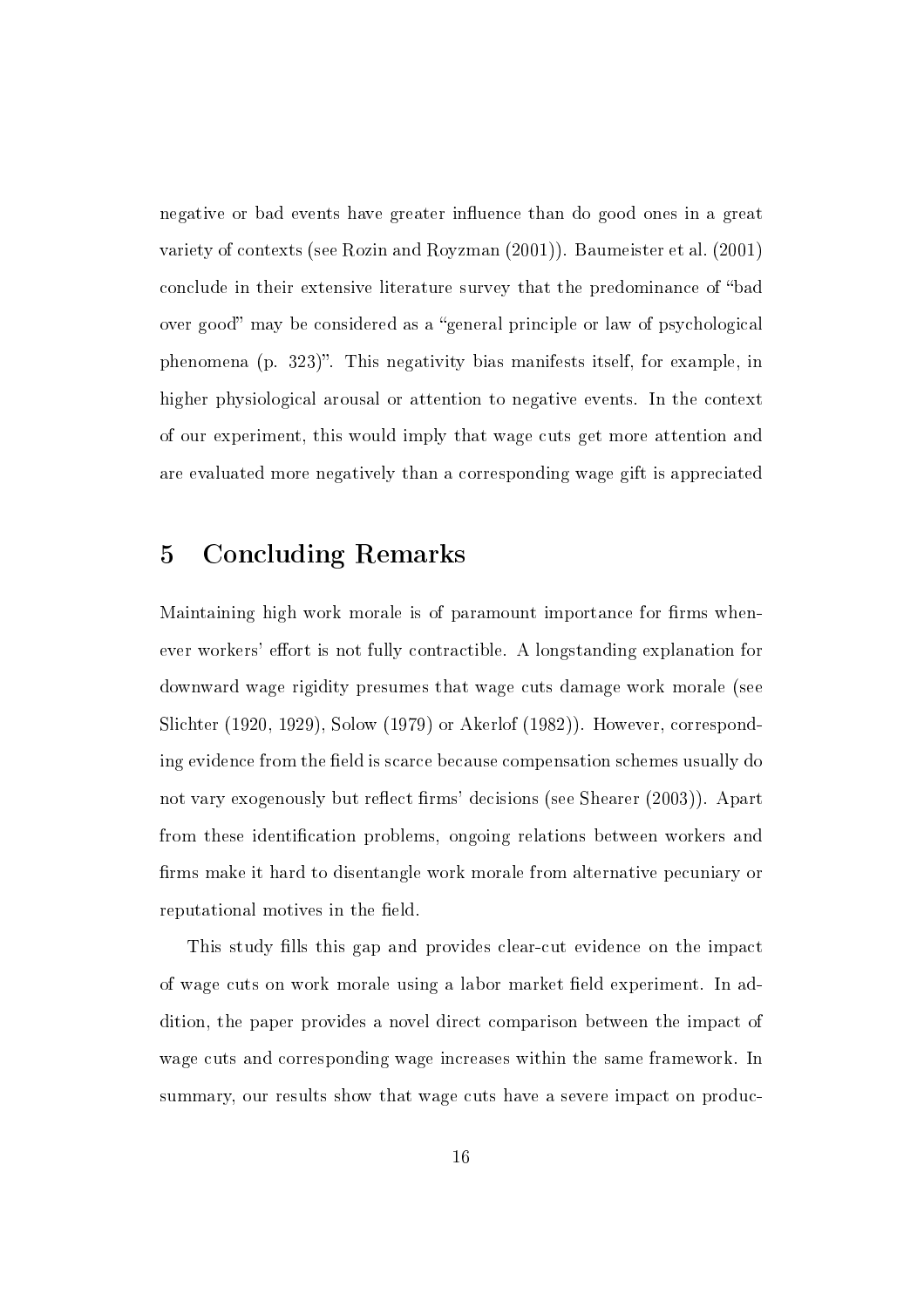negative or bad events have greater influence than do good ones in a great variety of contexts (see Rozin and Royzman (2001)). Baumeister et al. (2001) conclude in their extensive literature survey that the predominance of "bad over good" may be considered as a "general principle or law of psychological phenomena (p. 323)". This negativity bias manifests itself, for example, in higher physiological arousal or attention to negative events. In the context of our experiment, this would imply that wage cuts get more attention and are evaluated more negatively than a corresponding wage gift is appreciated

## 5 Concluding Remarks

Maintaining high work morale is of paramount importance for firms whenever workers' effort is not fully contractible. A longstanding explanation for downward wage rigidity presumes that wage cuts damage work morale (see Slichter (1920, 1929), Solow (1979) or Akerlof (1982)). However, corresponding evidence from the field is scarce because compensation schemes usually do not vary exogenously but reflect firms' decisions (see Shearer (2003)). Apart from these identification problems, ongoing relations between workers and firms make it hard to disentangle work morale from alternative pecuniary or reputational motives in the field.

This study fills this gap and provides clear-cut evidence on the impact of wage cuts on work morale using a labor market field experiment. In addition, the paper provides a novel direct comparison between the impact of wage cuts and corresponding wage increases within the same framework. In summary, our results show that wage cuts have a severe impact on produc-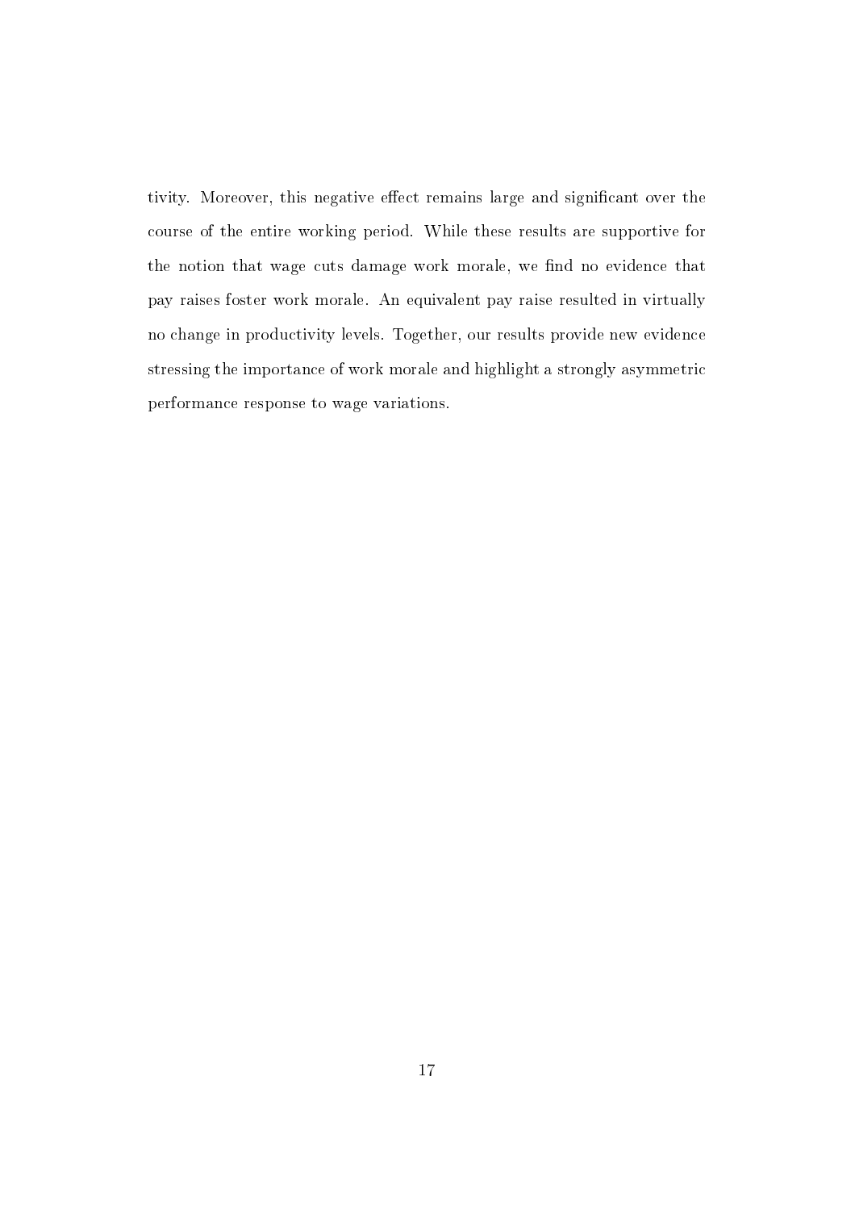tivity. Moreover, this negative effect remains large and significant over the course of the entire working period. While these results are supportive for the notion that wage cuts damage work morale, we find no evidence that pay raises foster work morale. An equivalent pay raise resulted in virtually no change in productivity levels. Together, our results provide new evidence stressing the importance of work morale and highlight a strongly asymmetric performance response to wage variations.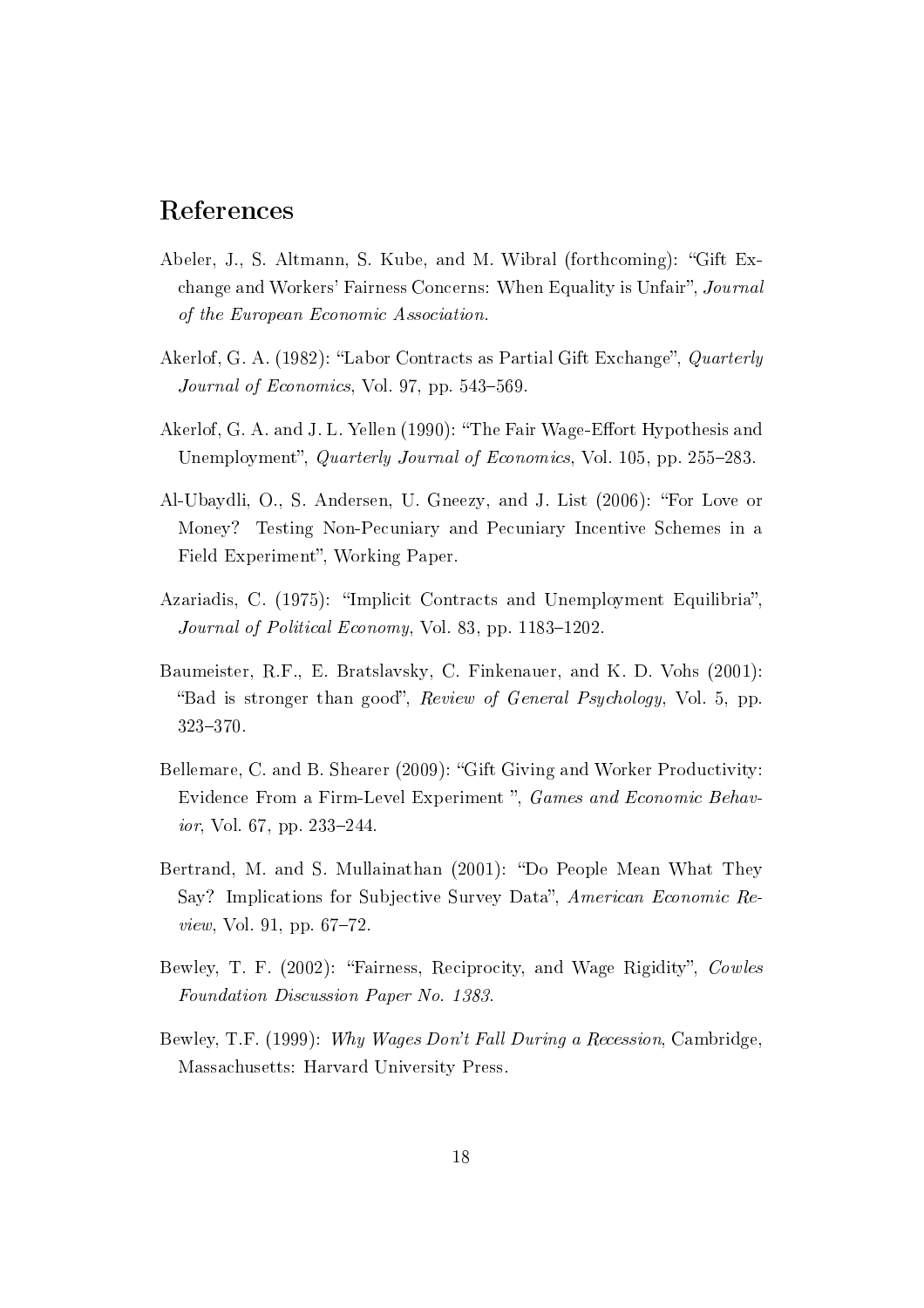## References

Abeler, J., S. Altmann, S. Kube, and M. Wibral (forthcoming): "Gift Exchange and Workers' Fairness Concerns: When Equality is Unfair", *Journal of the European Economic Association*.

Akerlof, G. A. (1982): "Labor Contracts as Partial Gift Exchange", *Quarterly Journal of Economics*, Vol. 97, pp. 543–569.

Akerlof, G. A. and J. L. Yellen (1990): "The Fair Wage-Effort Hypothesis and Unemployment", *Quarterly Journal of Economics*, Vol. 105, pp. 255–283.

Al-Ubaydli, O., S. Andersen, U. Gneezy, and J. List (2006): "For Love or Money? Testing Non-Pecuniary and Pecuniary Incentive Schemes in a Field Experiment", Working Paper.

Azariadis, C. (1975): "Implicit Contracts and Unemployment Equilibria", *Journal of Political Economy*, Vol. 83, pp. 1183–1202.

Baumeister, R.F., E. Bratslavsky, C. Finkenauer, and K. D. Vohs (2001): "Bad is stronger than good", *Review of General Psychology*, Vol. 5, pp. 323–370.

Bellemare, C. and B. Shearer (2009): "Gift Giving and Worker Productivity: Evidence From a Firm-Level Experiment ", *Games and Economic Behavior*, Vol. 67, pp. 233–244.

Bertrand, M. and S. Mullainathan (2001): "Do People Mean What They Say? Implications for Subjective Survey Data", *American Economic Review*, Vol. 91, pp. 67–72.

Bewley, T. F. (2002): "Fairness, Reciprocity, and Wage Rigidity", *Cowles Foundation Discussion Paper No. 1383*.

Bewley, T.F. (1999): *Why Wages Don't Fall During a Recession*, Cambridge, Massachusetts: Harvard University Press.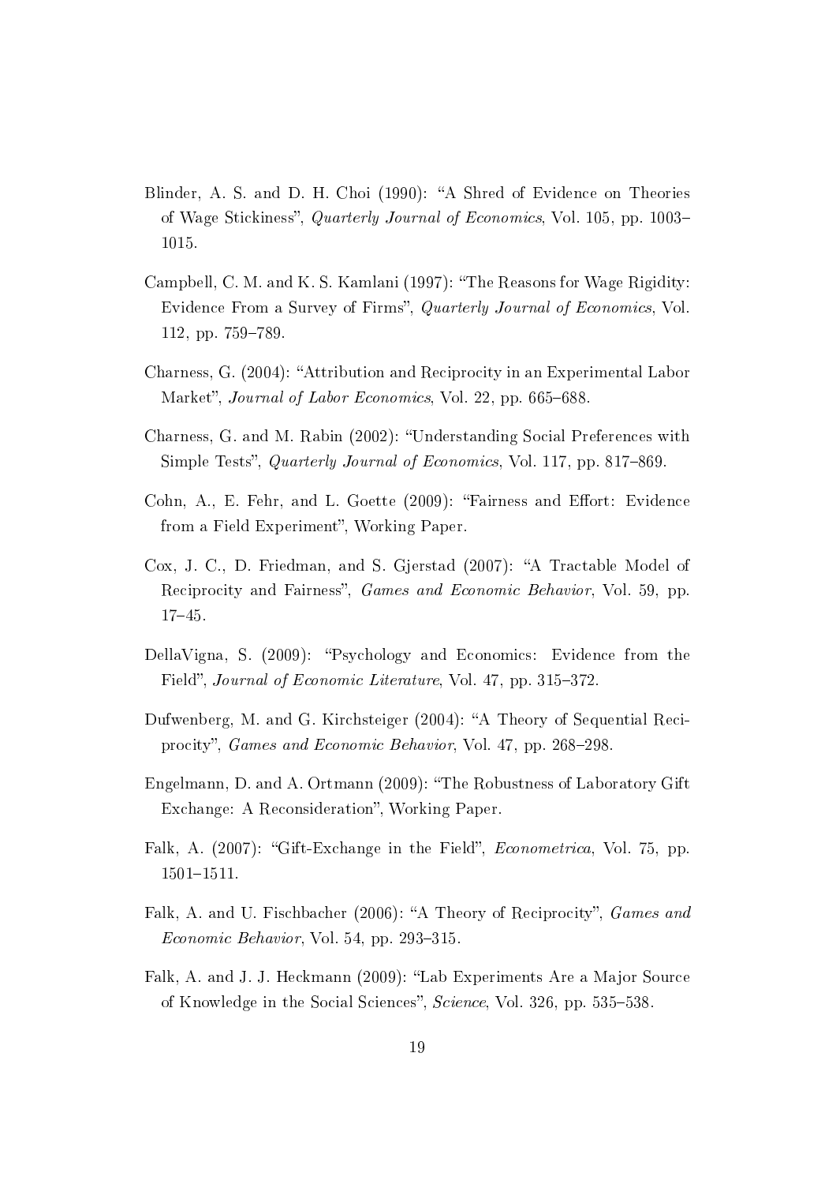Blinder, A. S. and D. H. Choi (1990): "A Shred of Evidence on Theories of Wage Stickiness", *Quarterly Journal of Economics*, Vol. 105, pp. 1003–1015.

Campbell, C. M. and K. S. Kamlani (1997): "The Reasons for Wage Rigidity: Evidence From a Survey of Firms", *Quarterly Journal of Economics*, Vol. 112, pp. 759–789.

Charness, G. (2004): "Attribution and Reciprocity in an Experimental Labor Market", *Journal of Labor Economics*, Vol. 22, pp. 665–688.

Charness, G. and M. Rabin (2002): "Understanding Social Preferences with Simple Tests", *Quarterly Journal of Economics*, Vol. 117, pp. 817–869.

Cohn, A., E. Fehr, and L. Goette (2009): "Fairness and Effort: Evidence from a Field Experiment", Working Paper.

Cox, J. C., D. Friedman, and S. Gjerstad (2007): "A Tractable Model of Reciprocity and Fairness", *Games and Economic Behavior*, Vol. 59, pp. 17–45.

DellaVigna, S. (2009): "Psychology and Economics: Evidence from the Field", *Journal of Economic Literature*, Vol. 47, pp. 315–372.

Dufwenberg, M. and G. Kirchsteiger (2004): "A Theory of Sequential Reciprocity", *Games and Economic Behavior*, Vol. 47, pp. 268–298.

Engelmann, D. and A. Ortmann (2009): "The Robustness of Laboratory Gift Exchange: A Reconsideration", Working Paper.

Falk, A. (2007): "Gift-Exchange in the Field", *Econometrica*, Vol. 75, pp. 1501–1511.

Falk, A. and U. Fischbacher (2006): "A Theory of Reciprocity", *Games and Economic Behavior*, Vol. 54, pp. 293–315.

Falk, A. and J. J. Heckmann (2009): "Lab Experiments Are a Major Source of Knowledge in the Social Sciences", *Science*, Vol. 326, pp. 535–538.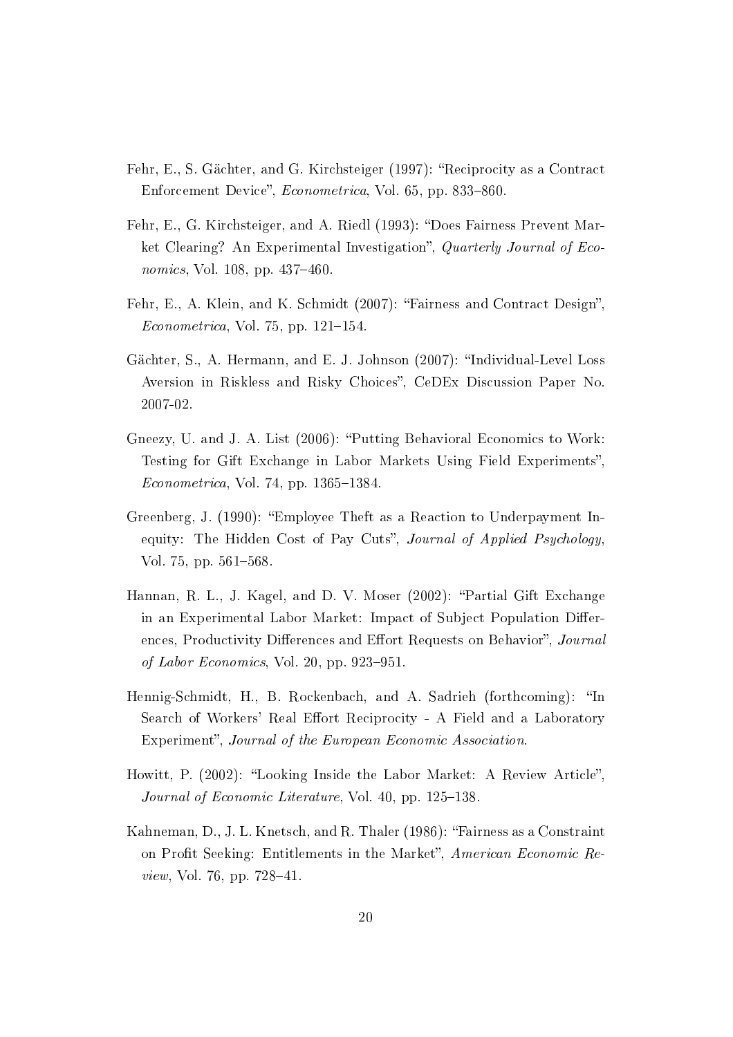Fehr, E., S. Gächter, and G. Kirchsteiger (1997): "Reciprocity as a Contract Enforcement Device", *Econometrica*, Vol. 65, pp. 833–860.

Fehr, E., G. Kirchsteiger, and A. Riedl (1993): "Does Fairness Prevent Market Clearing? An Experimental Investigation", *Quarterly Journal of Economics*, Vol. 108, pp. 437–460.

Fehr, E., A. Klein, and K. Schmidt (2007): "Fairness and Contract Design", *Econometrica*, Vol. 75, pp. 121–154.

Gächter, S., A. Hermann, and E. J. Johnson (2007): "Individual-Level Loss Aversion in Riskless and Risky Choices", CeDEx Discussion Paper No. 2007-02.

Gneezy, U. and J. A. List (2006): "Putting Behavioral Economics to Work: Testing for Gift Exchange in Labor Markets Using Field Experiments", *Econometrica*, Vol. 74, pp. 1365–1384.

Greenberg, J. (1990): "Employee Theft as a Reaction to Underpayment Inequity: The Hidden Cost of Pay Cuts", *Journal of Applied Psychology*, Vol. 75, pp. 561–568.

Hannan, R. L., J. Kagel, and D. V. Moser (2002): "Partial Gift Exchange in an Experimental Labor Market: Impact of Subject Population Differences, Productivity Differences and Effort Requests on Behavior", *Journal of Labor Economics*, Vol. 20, pp. 923–951.

Hennig-Schmidt, H., B. Rockenbach, and A. Sadrieh (forthcoming): "In Search of Workers' Real Effort Reciprocity - A Field and a Laboratory Experiment", *Journal of the European Economic Association*.

Howitt, P. (2002): "Looking Inside the Labor Market: A Review Article", *Journal of Economic Literature*, Vol. 40, pp. 125–138.

Kahneman, D., J. L. Knetsch, and R. Thaler (1986): "Fairness as a Constraint on Profit Seeking: Entitlements in the Market", *American Economic Review*, Vol. 76, pp. 728–41.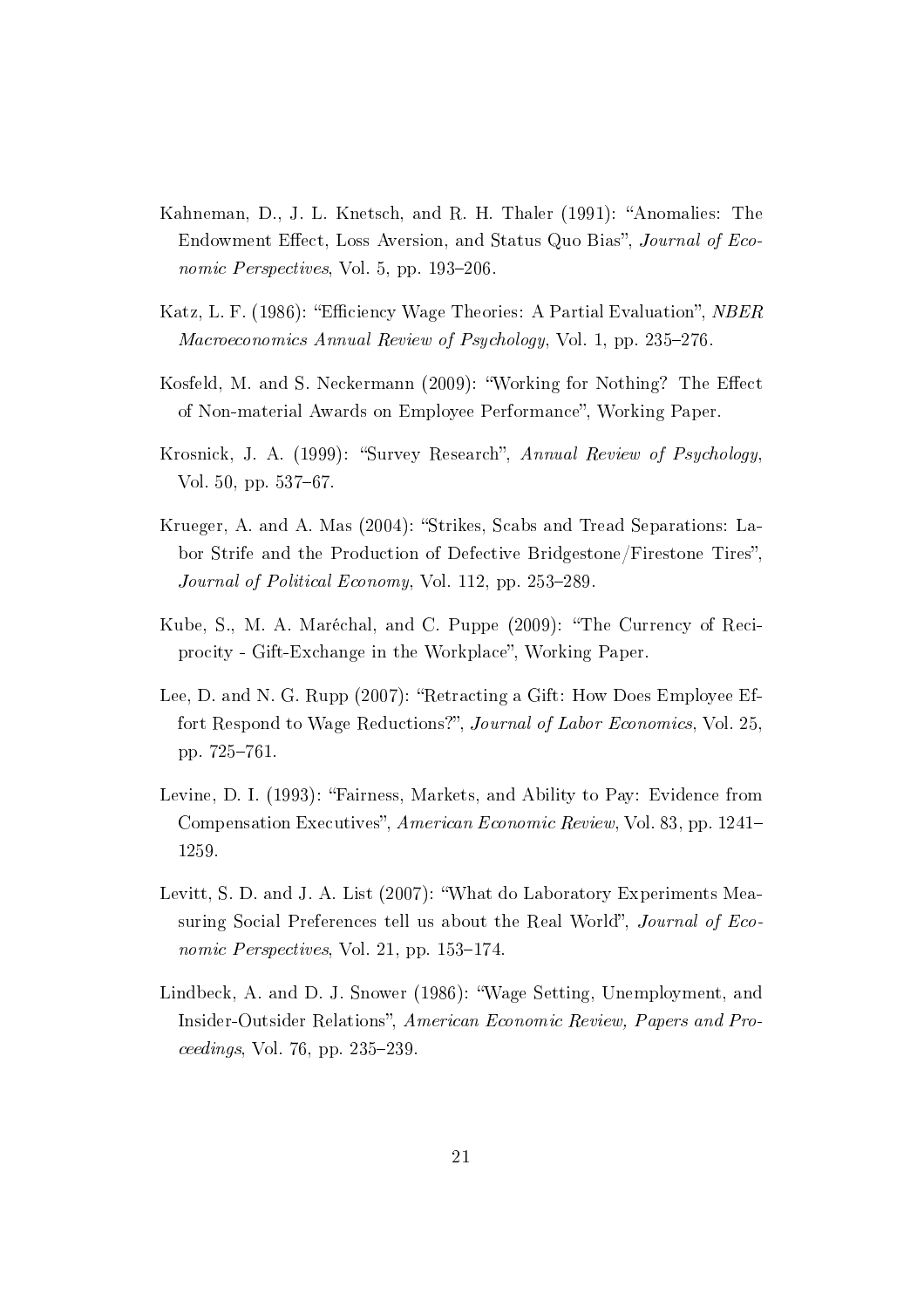Kahneman, D., J. L. Knetsch, and R. H. Thaler (1991): "Anomalies: The Endowment Effect, Loss Aversion, and Status Quo Bias", *Journal of Economic Perspectives*, Vol. 5, pp. 193–206.

Katz, L. F. (1986): "Efficiency Wage Theories: A Partial Evaluation", *NBER Macroeconomics Annual Review of Psychology*, Vol. 1, pp. 235–276.

Kosfeld, M. and S. Neckermann (2009): "Working for Nothing? The Effect of Non-material Awards on Employee Performance", Working Paper.

Krosnick, J. A. (1999): "Survey Research", *Annual Review of Psychology*, Vol. 50, pp. 537–67.

Krueger, A. and A. Mas (2004): "Strikes, Scabs and Tread Separations: Labor Strife and the Production of Defective Bridgestone/Firestone Tires", *Journal of Political Economy*, Vol. 112, pp. 253–289.

Kube, S., M. A. Maréchal, and C. Puppe (2009): "The Currency of Reciprocity - Gift-Exchange in the Workplace", Working Paper.

Lee, D. and N. G. Rupp (2007): "Retracting a Gift: How Does Employee Effort Respond to Wage Reductions?", *Journal of Labor Economics*, Vol. 25, pp. 725–761.

Levine, D. I. (1993): "Fairness, Markets, and Ability to Pay: Evidence from Compensation Executives", *American Economic Review*, Vol. 83, pp. 1241–1259.

Levitt, S. D. and J. A. List (2007): "What do Laboratory Experiments Measuring Social Preferences tell us about the Real World", *Journal of Economic Perspectives*, Vol. 21, pp. 153–174.

Lindbeck, A. and D. J. Snower (1986): "Wage Setting, Unemployment, and Insider-Outsider Relations", *American Economic Review, Papers and Proceedings*, Vol. 76, pp. 235–239.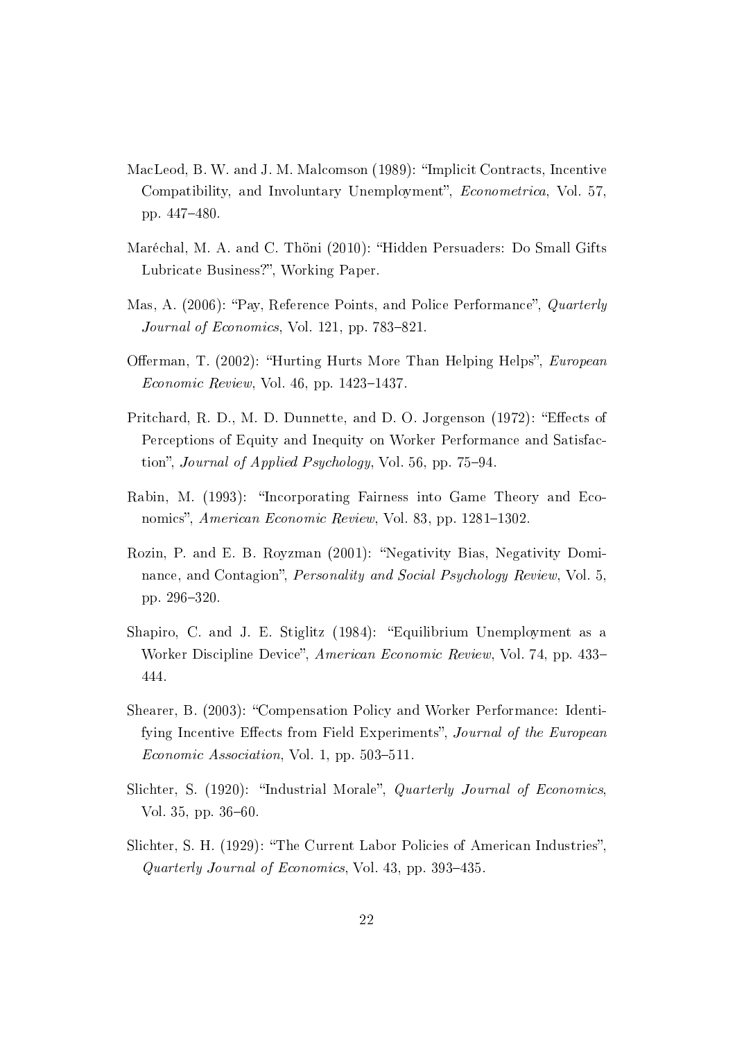MacLeod, B. W. and J. M. Malcomson (1989): "Implicit Contracts, Incentive Compatibility, and Involuntary Unemployment", *Econometrica*, Vol. 57, pp. 447–480.

Maréchal, M. A. and C. Thöni (2010): "Hidden Persuaders: Do Small Gifts Lubricate Business?", Working Paper.

Mas, A. (2006): "Pay, Reference Points, and Police Performance", *Quarterly Journal of Economics*, Vol. 121, pp. 783–821.

Offerman, T. (2002): "Hurting Hurts More Than Helping Helps", *European Economic Review*, Vol. 46, pp. 1423–1437.

Pritchard, R. D., M. D. Dunnette, and D. O. Jorgenson (1972): "Effects of Perceptions of Equity and Inequity on Worker Performance and Satisfaction", *Journal of Applied Psychology*, Vol. 56, pp. 75–94.

Rabin, M. (1993): "Incorporating Fairness into Game Theory and Economics", *American Economic Review*, Vol. 83, pp. 1281–1302.

Rozin, P. and E. B. Royzman (2001): "Negativity Bias, Negativity Dominance, and Contagion", *Personality and Social Psychology Review*, Vol. 5, pp. 296–320.

Shapiro, C. and J. E. Stiglitz (1984): "Equilibrium Unemployment as a Worker Discipline Device", *American Economic Review*, Vol. 74, pp. 433–444.

Shearer, B. (2003): "Compensation Policy and Worker Performance: Identifying Incentive Effects from Field Experiments", *Journal of the European Economic Association*, Vol. 1, pp. 503–511.

Slichter, S. (1920): "Industrial Morale", *Quarterly Journal of Economics*, Vol. 35, pp. 36–60.

Slichter, S. H. (1929): "The Current Labor Policies of American Industries", *Quarterly Journal of Economics*, Vol. 43, pp. 393–435.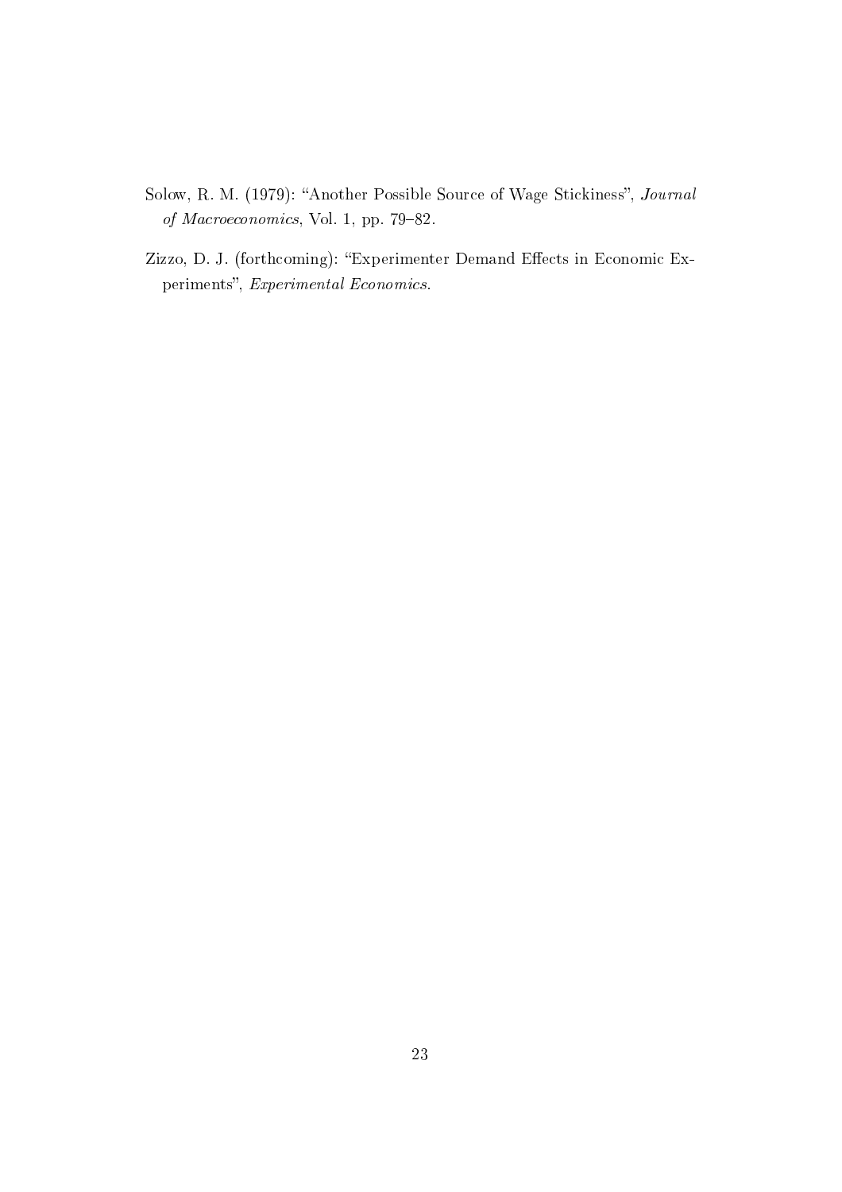Solow, R. M. (1979): "Another Possible Source of Wage Stickiness", *Journal of Macroeconomics*, Vol. 1, pp. 79–82.

Zizzo, D. J. (forthcoming): "Experimenter Demand Effects in Economic Experiments", *Experimental Economics*.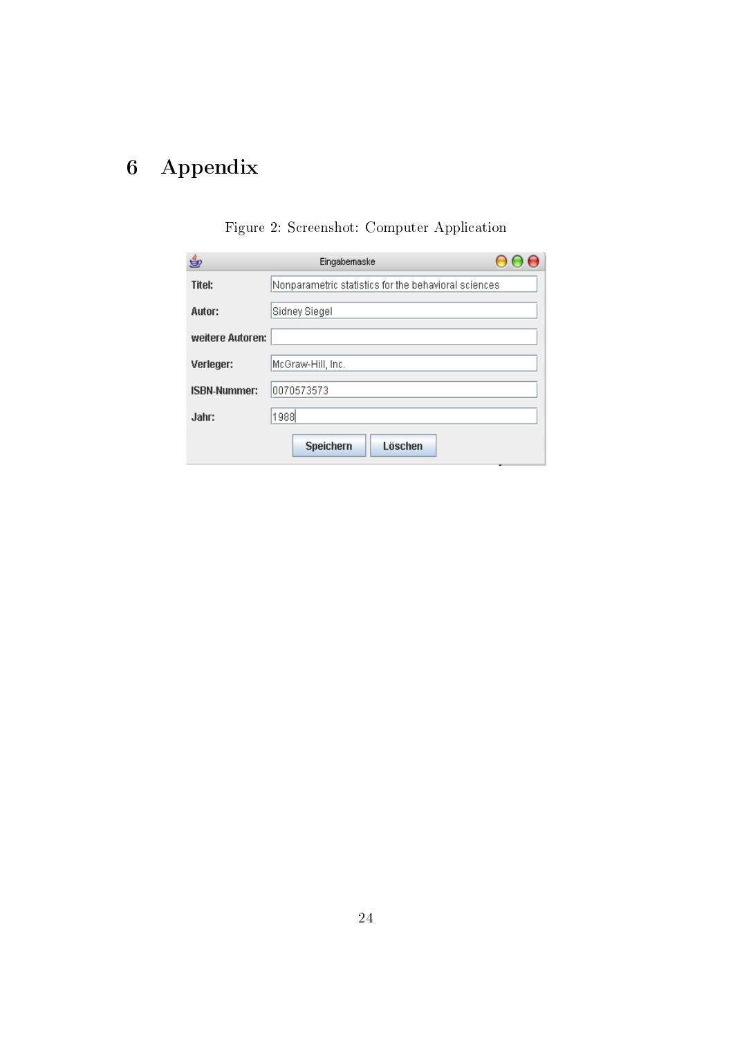# 6 Appendix

Figure 2: Screenshot: Computer Application

**Eingabemaske**

| | |
|---|---|
| **Titel:** | Nonparametric statistics for the behavioral sciences |
| **Autor:** | Sidney Siegel |
| **weitere Autoren:** | |
| **Verleger:** | McGraw-Hill, Inc. |
| **ISBN-Nummer:** | 0070573573 |
| **Jahr:** | 1988 |

[Speichern] [Löschen]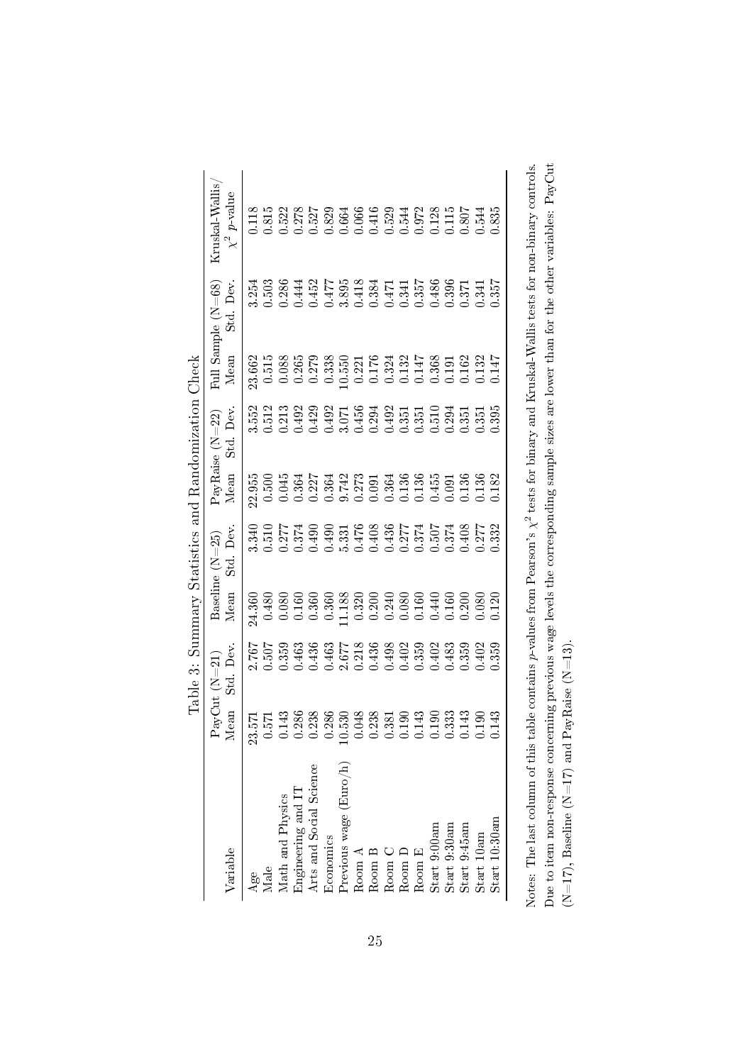Table 3: Summary Statistics and Randomization Check

| Variable | PayCut (N=21) | | Baseline (N=25) | | PayRaise (N=22) | | Full Sample (N=68) | | Kruskal-Wallis/ |
|---|---|---|---|---|---|---|---|---|---|
| | Mean | Std. Dev. | Mean | Std. Dev. | Mean | Std. Dev. | Mean | Std. Dev. | $\chi^2$ *p*-value |
| Age | 23.571 | 2.767 | 24.360 | 3.340 | 22.955 | 3.552 | 23.662 | 3.254 | 0.118 |
| Male | 0.571 | 0.507 | 0.480 | 0.510 | 0.500 | 0.512 | 0.515 | 0.503 | 0.815 |
| Math and Physics | 0.143 | 0.359 | 0.080 | 0.277 | 0.045 | 0.213 | 0.088 | 0.286 | 0.522 |
| Engineering and IT | 0.286 | 0.463 | 0.160 | 0.374 | 0.364 | 0.492 | 0.265 | 0.444 | 0.278 |
| Arts and Social Science | 0.238 | 0.436 | 0.360 | 0.490 | 0.227 | 0.429 | 0.279 | 0.452 | 0.527 |
| Economics | 0.286 | 0.463 | 0.360 | 0.490 | 0.364 | 0.492 | 0.338 | 0.477 | 0.829 |
| Previous wage (Euro/h) | 10.530 | 2.677 | 11.188 | 5.331 | 9.742 | 3.071 | 10.550 | 3.895 | 0.664 |
| Room A | 0.048 | 0.218 | 0.320 | 0.476 | 0.273 | 0.456 | 0.221 | 0.418 | 0.066 |
| Room B | 0.238 | 0.436 | 0.200 | 0.408 | 0.091 | 0.294 | 0.176 | 0.384 | 0.416 |
| Room C | 0.381 | 0.498 | 0.240 | 0.436 | 0.364 | 0.492 | 0.324 | 0.471 | 0.529 |
| Room D | 0.190 | 0.402 | 0.080 | 0.277 | 0.136 | 0.351 | 0.132 | 0.341 | 0.544 |
| Room E | 0.143 | 0.359 | 0.160 | 0.374 | 0.136 | 0.351 | 0.147 | 0.357 | 0.972 |
| Start 9:00am | 0.190 | 0.402 | 0.440 | 0.507 | 0.455 | 0.510 | 0.368 | 0.486 | 0.128 |
| Start 9:30am | 0.333 | 0.483 | 0.160 | 0.374 | 0.091 | 0.294 | 0.191 | 0.396 | 0.115 |
| Start 9:45am | 0.143 | 0.359 | 0.200 | 0.408 | 0.136 | 0.351 | 0.162 | 0.371 | 0.807 |
| Start 10am | 0.190 | 0.402 | 0.080 | 0.277 | 0.136 | 0.351 | 0.132 | 0.341 | 0.544 |
| Start 10:30am | 0.143 | 0.359 | 0.120 | 0.332 | 0.182 | 0.395 | 0.147 | 0.357 | 0.835 |

Notes: The last column of this table contains *p*-values from Pearson's $\chi^2$ tests for binary and Kruskal-Wallis tests for non-binary controls. Due to item non-response concerning previous wage levels the corresponding sample sizes are lower than for the other variables: PayCut (N=17), Baseline (N=17) and PayRaise (N=13).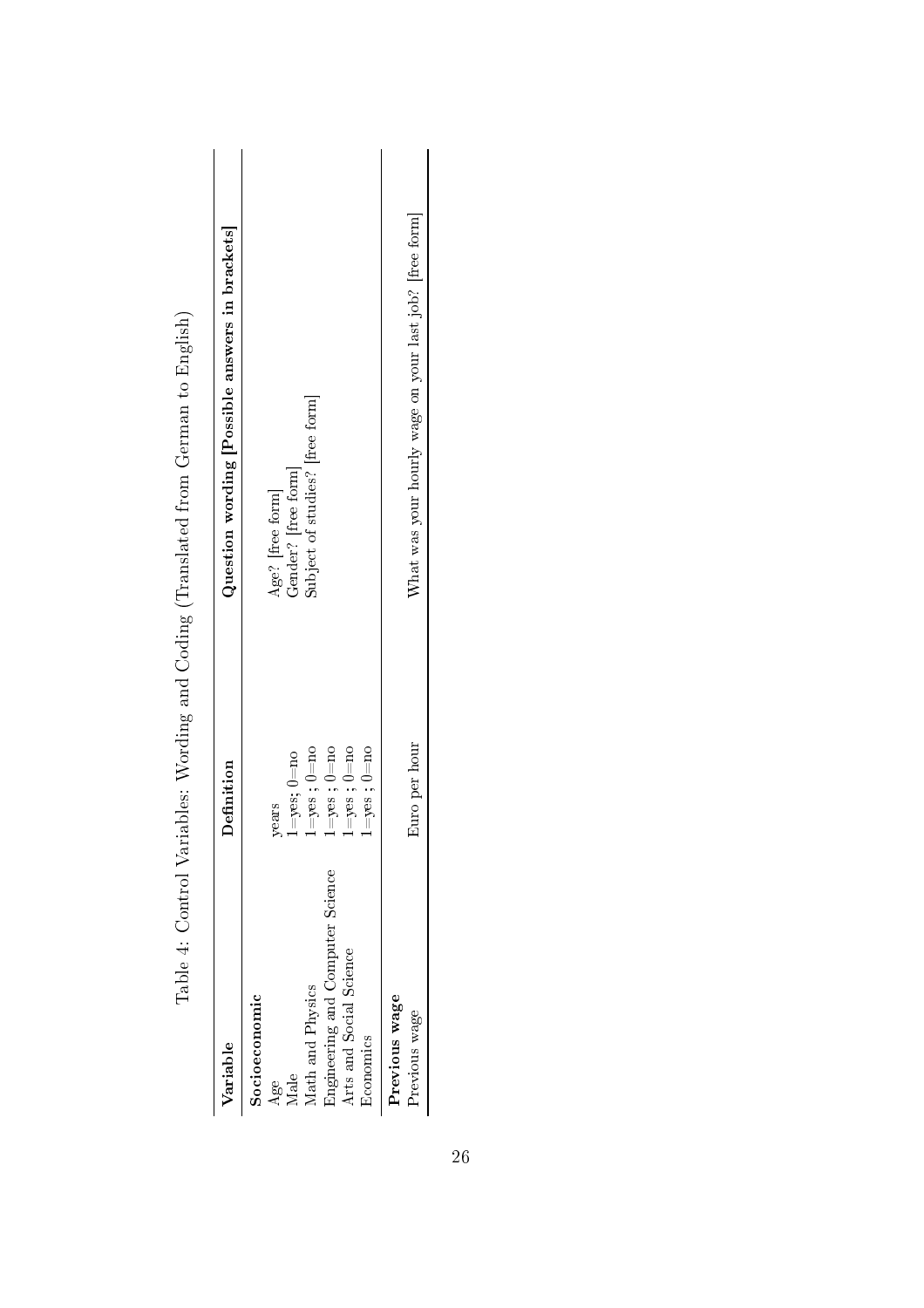Table 4: Control Variables: Wording and Coding (Translated from German to English)

| Variable | Definition | Question wording [Possible answers in brackets] |
|---|---|---|
| **Socioeconomic** | | |
| Age | years | Age? [free form] |
| Male | 1=yes; 0=no | Gender? [free form] |
| Math and Physics | 1=yes ; 0=no | Subject of studies? [free form] |
| Engineering and Computer Science | 1=yes ; 0=no | |
| Arts and Social Science | 1=yes ; 0=no | |
| Economics | 1=yes ; 0=no | |
| **Previous wage** | | |
| Previous wage | Euro per hour | What was your hourly wage on your last job? [free form] |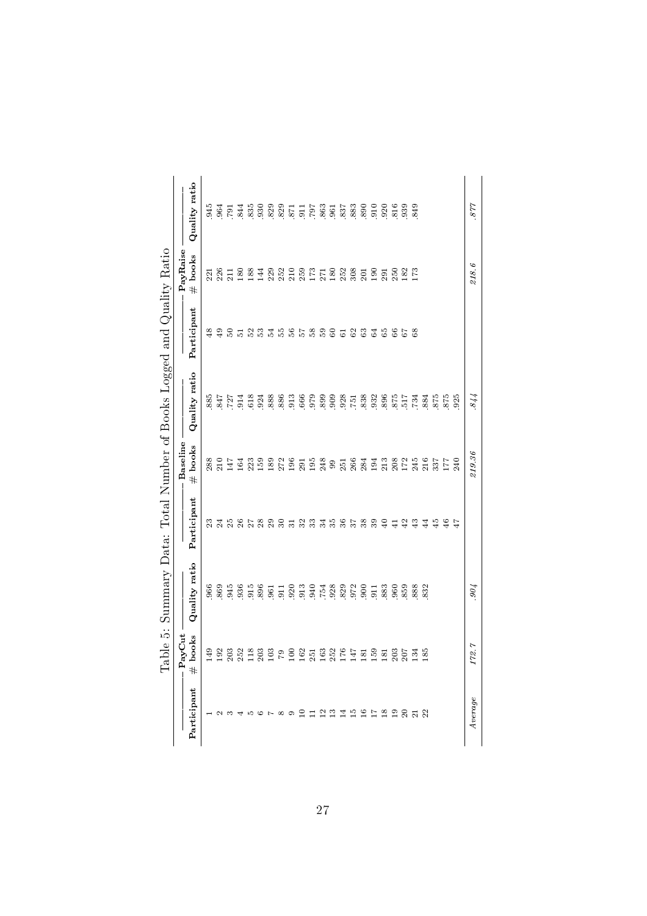Table 5: Summary Data: Total Number of Books Logged and Quality Ratio

| | PayCut | | | Baseline | | | PayRaise | |
|---|---|---|---|---|---|---|---|---|
| Participant | # books | Quality ratio | Participant | # books | Quality ratio | Participant | # books | Quality ratio |
| 1 | 149 | .966 | 23 | 288 | .885 | 48 | 221 | .945 |
| 2 | 192 | .869 | 24 | 210 | .847 | 49 | 226 | .964 |
| 3 | 203 | .945 | 25 | 147 | .727 | 50 | 211 | .791 |
| 4 | 252 | .936 | 26 | 164 | .914 | 51 | 180 | .844 |
| 5 | 118 | .915 | 27 | 223 | .618 | 52 | 188 | .835 |
| 6 | 203 | .896 | 28 | 159 | .924 | 53 | 144 | .930 |
| 7 | 103 | .961 | 29 | 189 | .888 | 54 | 229 | .829 |
| 8 | 79 | .911 | 30 | 272 | .886 | 55 | 252 | .829 |
| 9 | 100 | .920 | 31 | 196 | .913 | 56 | 210 | .871 |
| 10 | 162 | .913 | 32 | 291 | .666 | 57 | 259 | .911 |
| 11 | 251 | .940 | 33 | 195 | .979 | 58 | 173 | .797 |
| 12 | 163 | .754 | 34 | 248 | .899 | 59 | 271 | .863 |
| 13 | 252 | .928 | 35 | 99 | .909 | 60 | 180 | .961 |
| 14 | 176 | .829 | 36 | 251 | .928 | 61 | 252 | .837 |
| 15 | 147 | .972 | 37 | 266 | .751 | 62 | 308 | .883 |
| 16 | 181 | .900 | 38 | 284 | .838 | 63 | 201 | .890 |
| 17 | 159 | .911 | 39 | 194 | .932 | 64 | 190 | .910 |
| 18 | 181 | .883 | 40 | 213 | .896 | 65 | 291 | .920 |
| 19 | 203 | .960 | 41 | 208 | .875 | 66 | 250 | .816 |
| 20 | 207 | .859 | 42 | 172 | .517 | 67 | 182 | .939 |
| 21 | 134 | .888 | 43 | 245 | .734 | 68 | 173 | .849 |
| 22 | 185 | .832 | 44 | 216 | .884 | | | |
| | | | 45 | 337 | .875 | | | |
| | | | 46 | 177 | .875 | | | |
| | | | 47 | 240 | .925 | | | |
| *Average* | *172.7* | *.904* | | *219.36* | *.844* | | *218.6* | *.877* |